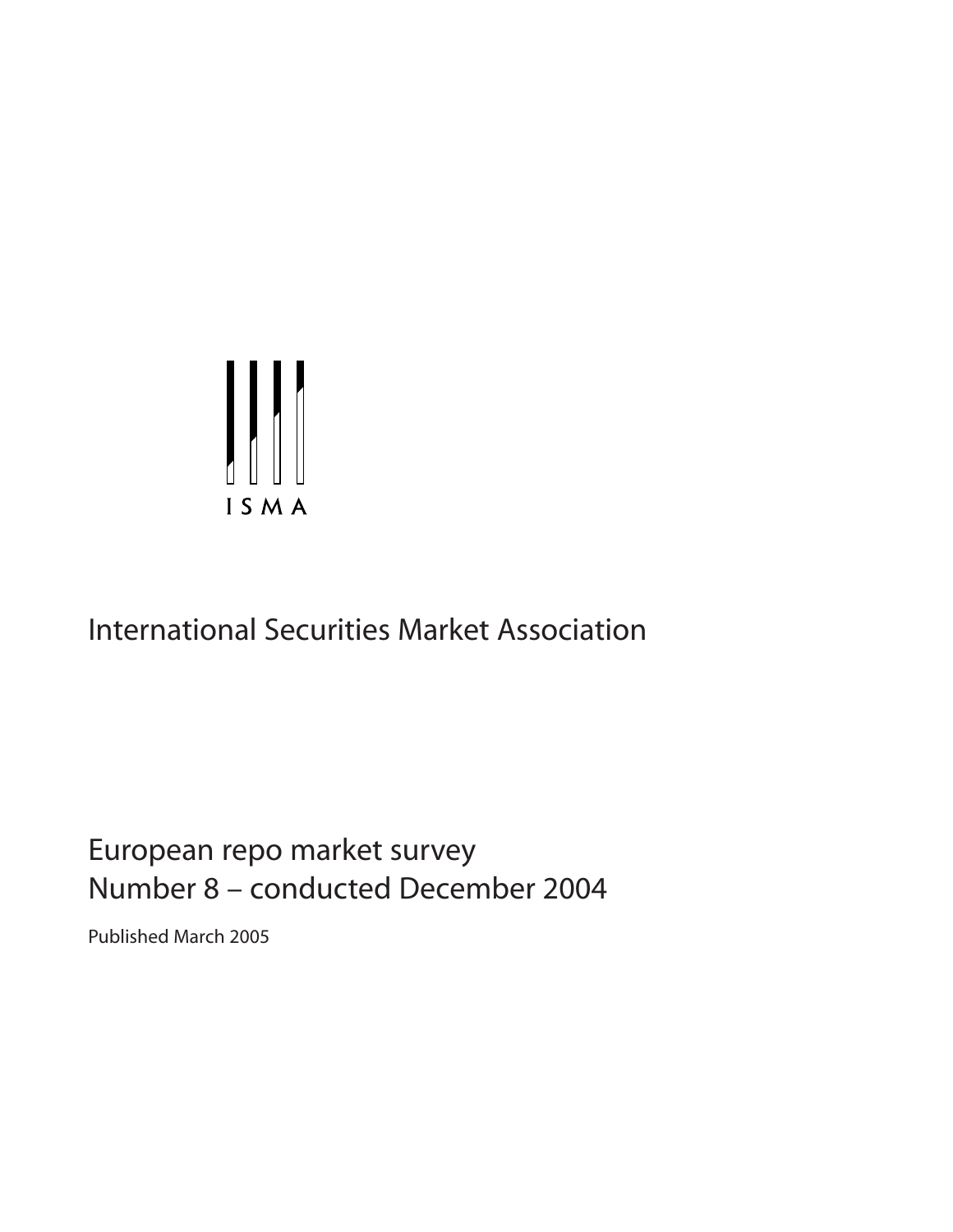ISMA

# International Securities Market Association

## European repo market survey
## Number 8 – conducted December 2004

Published March 2005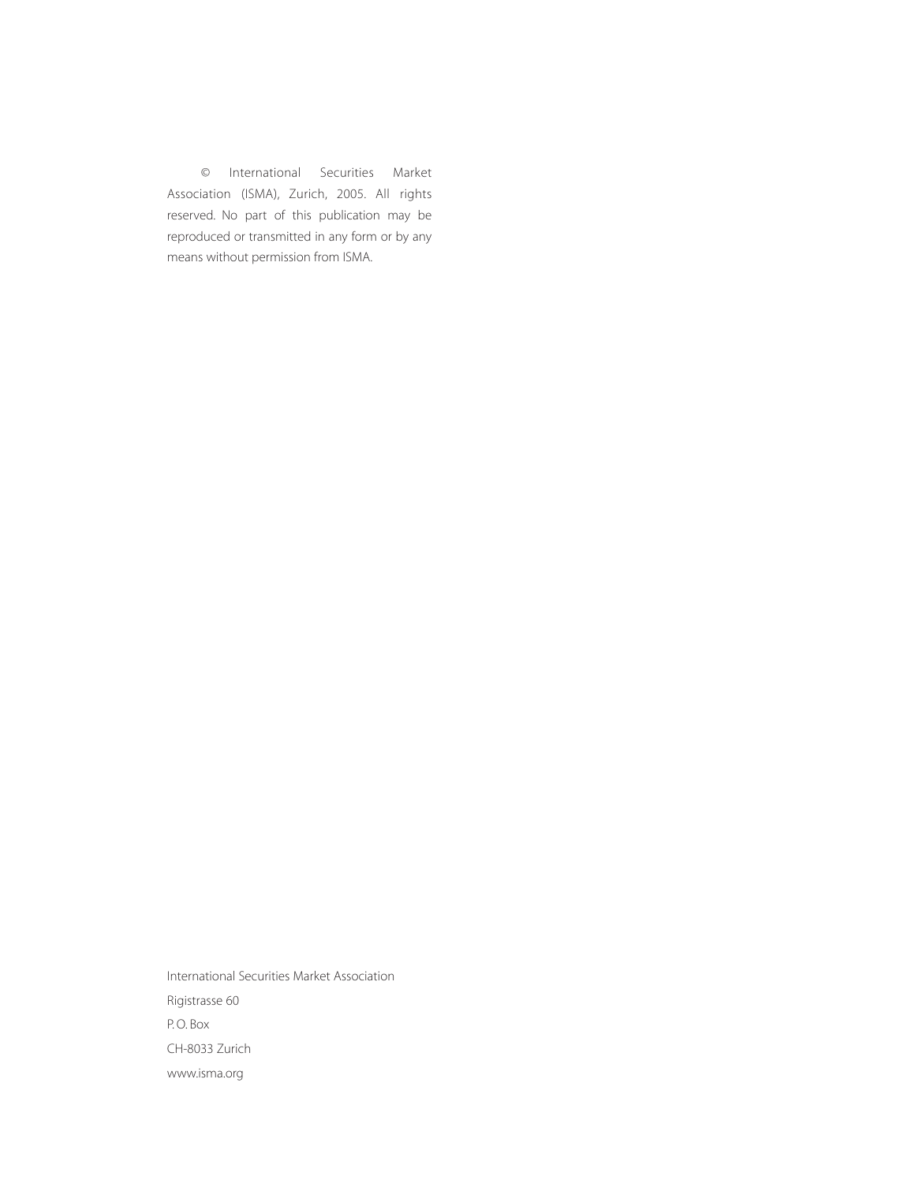© International Securities Market Association (ISMA), Zurich, 2005. All rights reserved. No part of this publication may be reproduced or transmitted in any form or by any means without permission from ISMA.

International Securities Market Association

Rigistrasse 60

P. O. Box

CH-8033 Zurich

www.isma.org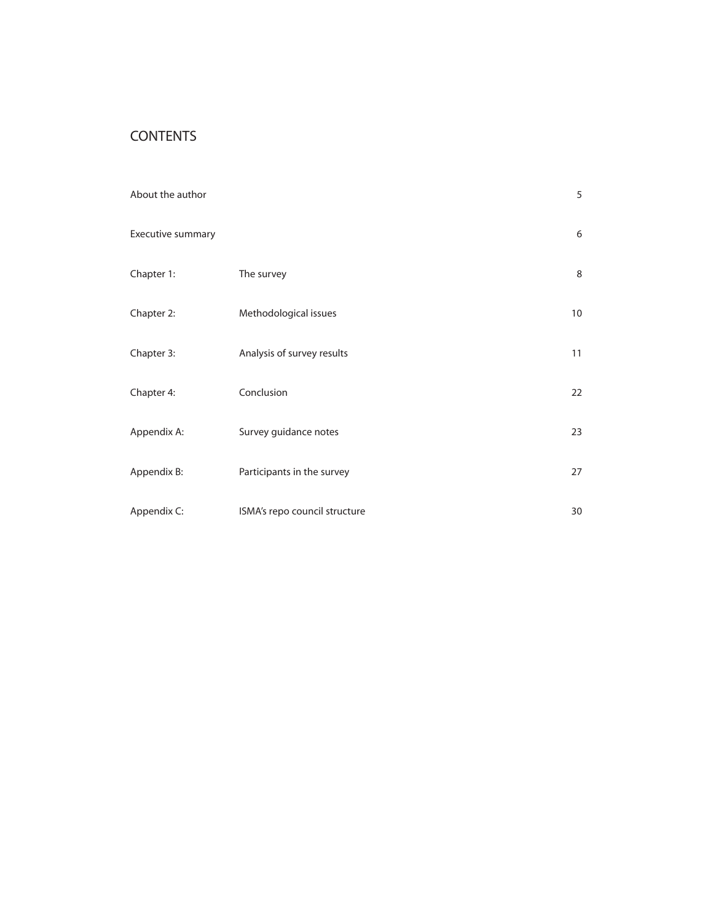# CONTENTS

| | | |
|---|---|---|
| About the author | | 5 |
| Executive summary | | 6 |
| Chapter 1: | The survey | 8 |
| Chapter 2: | Methodological issues | 10 |
| Chapter 3: | Analysis of survey results | 11 |
| Chapter 4: | Conclusion | 22 |
| Appendix A: | Survey guidance notes | 23 |
| Appendix B: | Participants in the survey | 27 |
| Appendix C: | ISMA's repo council structure | 30 |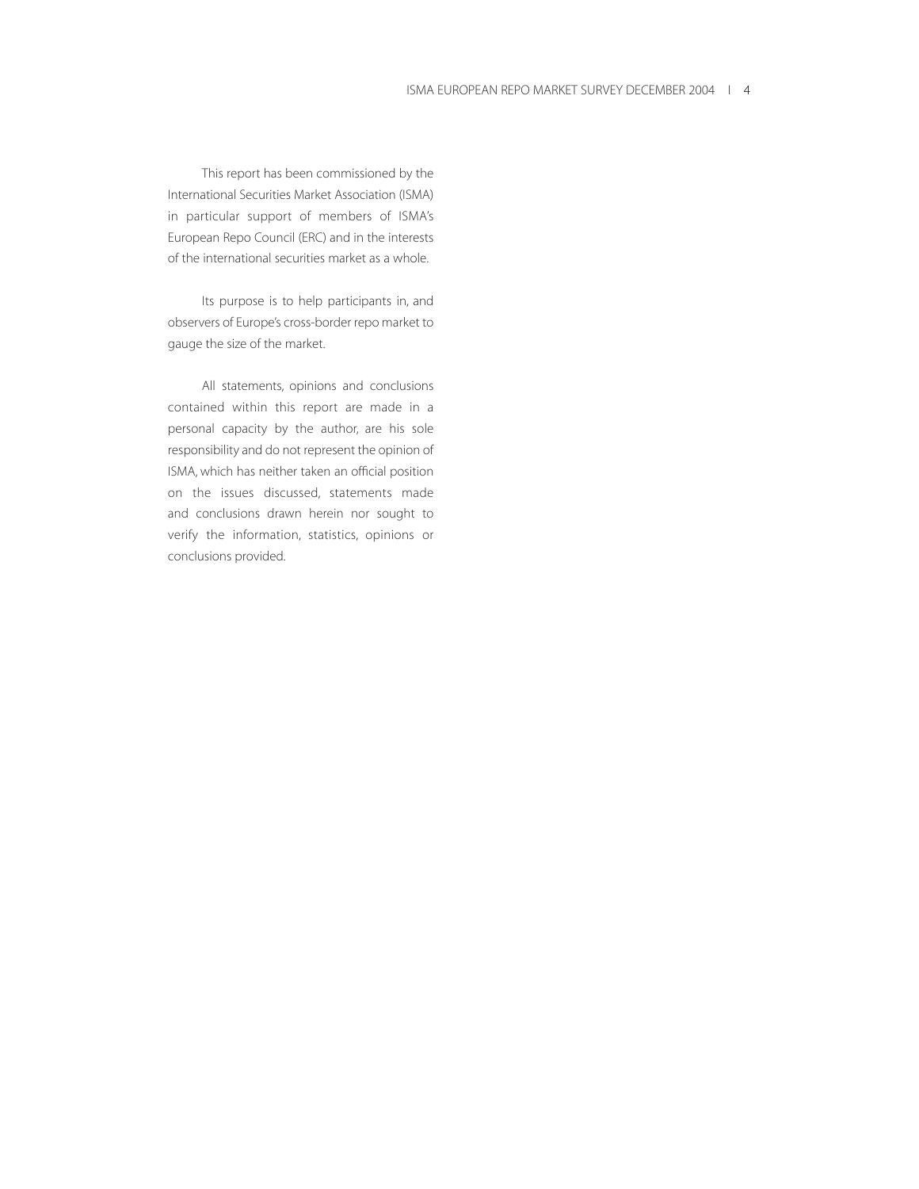This report has been commissioned by the International Securities Market Association (ISMA) in particular support of members of ISMA's European Repo Council (ERC) and in the interests of the international securities market as a whole.

Its purpose is to help participants in, and observers of Europe's cross-border repo market to gauge the size of the market.

All statements, opinions and conclusions contained within this report are made in a personal capacity by the author, are his sole responsibility and do not represent the opinion of ISMA, which has neither taken an official position on the issues discussed, statements made and conclusions drawn herein nor sought to verify the information, statistics, opinions or conclusions provided.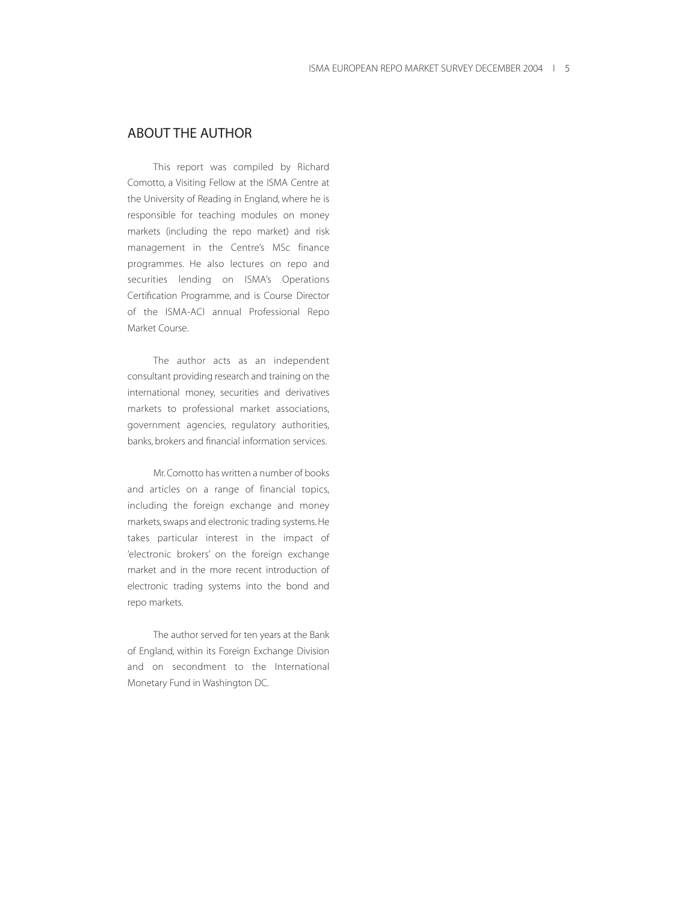## ABOUT THE AUTHOR

This report was compiled by Richard Comotto, a Visiting Fellow at the ISMA Centre at the University of Reading in England, where he is responsible for teaching modules on money markets (including the repo market) and risk management in the Centre's MSc finance programmes. He also lectures on repo and securities lending on ISMA's Operations Certification Programme, and is Course Director of the ISMA-ACI annual Professional Repo Market Course.

The author acts as an independent consultant providing research and training on the international money, securities and derivatives markets to professional market associations, government agencies, regulatory authorities, banks, brokers and financial information services.

Mr. Comotto has written a number of books and articles on a range of financial topics, including the foreign exchange and money markets, swaps and electronic trading systems. He takes particular interest in the impact of 'electronic brokers' on the foreign exchange market and in the more recent introduction of electronic trading systems into the bond and repo markets.

The author served for ten years at the Bank of England, within its Foreign Exchange Division and on secondment to the International Monetary Fund in Washington DC.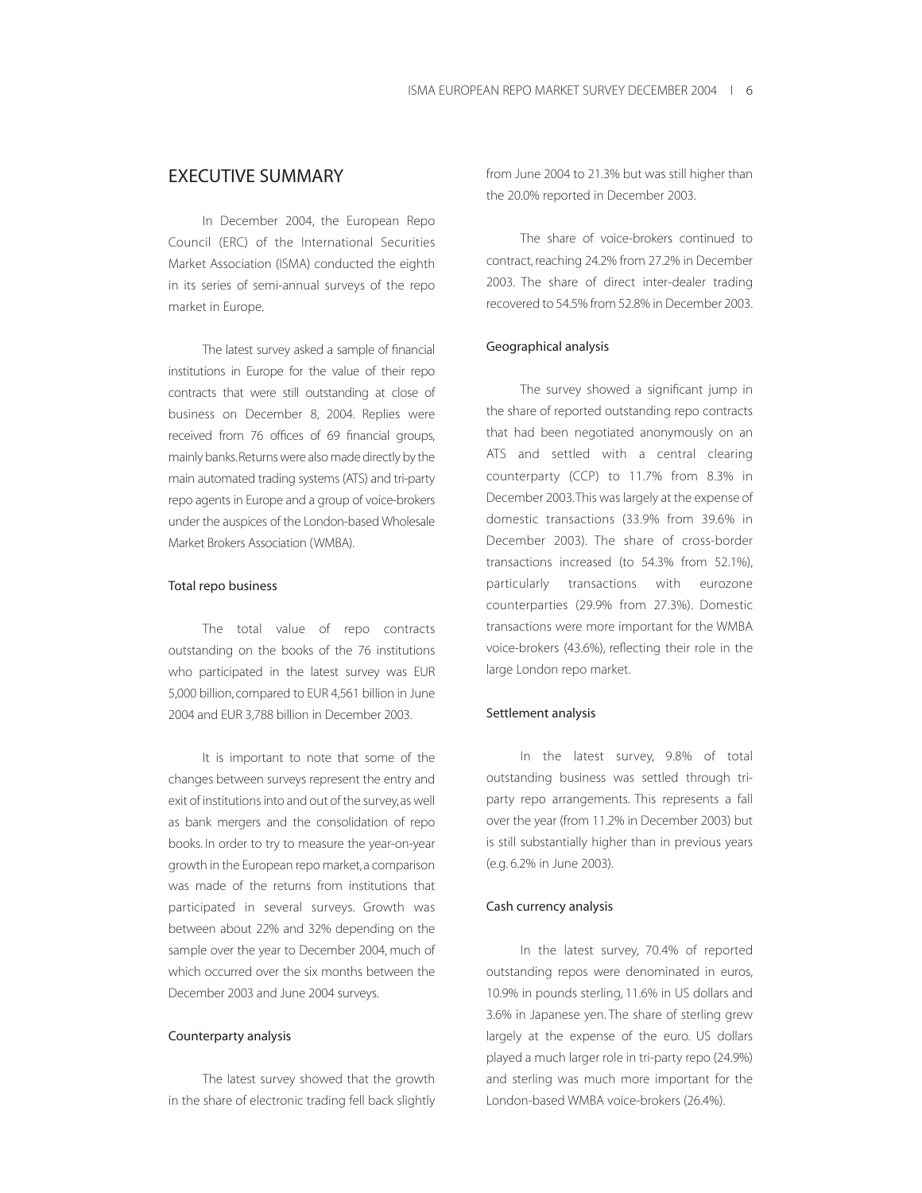## EXECUTIVE SUMMARY

In December 2004, the European Repo Council (ERC) of the International Securities Market Association (ISMA) conducted the eighth in its series of semi-annual surveys of the repo market in Europe.

The latest survey asked a sample of financial institutions in Europe for the value of their repo contracts that were still outstanding at close of business on December 8, 2004. Replies were received from 76 offices of 69 financial groups, mainly banks. Returns were also made directly by the main automated trading systems (ATS) and tri-party repo agents in Europe and a group of voice-brokers under the auspices of the London-based Wholesale Market Brokers Association (WMBA).

### Total repo business

The total value of repo contracts outstanding on the books of the 76 institutions who participated in the latest survey was EUR 5,000 billion, compared to EUR 4,561 billion in June 2004 and EUR 3,788 billion in December 2003.

It is important to note that some of the changes between surveys represent the entry and exit of institutions into and out of the survey, as well as bank mergers and the consolidation of repo books. In order to try to measure the year-on-year growth in the European repo market, a comparison was made of the returns from institutions that participated in several surveys. Growth was between about 22% and 32% depending on the sample over the year to December 2004, much of which occurred over the six months between the December 2003 and June 2004 surveys.

### Counterparty analysis

The latest survey showed that the growth in the share of electronic trading fell back slightly from June 2004 to 21.3% but was still higher than the 20.0% reported in December 2003.

The share of voice-brokers continued to contract, reaching 24.2% from 27.2% in December 2003. The share of direct inter-dealer trading recovered to 54.5% from 52.8% in December 2003.

### Geographical analysis

The survey showed a significant jump in the share of reported outstanding repo contracts that had been negotiated anonymously on an ATS and settled with a central clearing counterparty (CCP) to 11.7% from 8.3% in December 2003. This was largely at the expense of domestic transactions (33.9% from 39.6% in December 2003). The share of cross-border transactions increased (to 54.3% from 52.1%), particularly transactions with eurozone counterparties (29.9% from 27.3%). Domestic transactions were more important for the WMBA voice-brokers (43.6%), reflecting their role in the large London repo market.

### Settlement analysis

In the latest survey, 9.8% of total outstanding business was settled through tri-party repo arrangements. This represents a fall over the year (from 11.2% in December 2003) but is still substantially higher than in previous years (e.g. 6.2% in June 2003).

### Cash currency analysis

In the latest survey, 70.4% of reported outstanding repos were denominated in euros, 10.9% in pounds sterling, 11.6% in US dollars and 3.6% in Japanese yen. The share of sterling grew largely at the expense of the euro. US dollars played a much larger role in tri-party repo (24.9%) and sterling was much more important for the London-based WMBA voice-brokers (26.4%).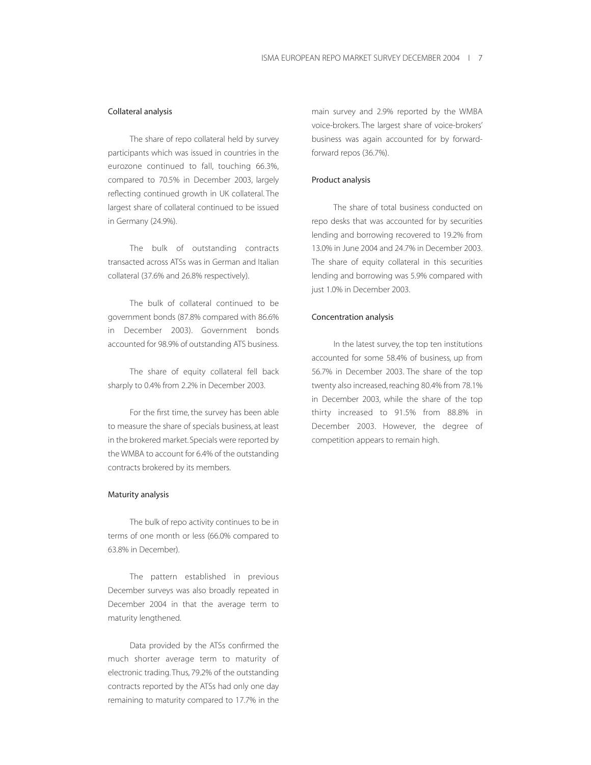## Collateral analysis

The share of repo collateral held by survey participants which was issued in countries in the eurozone continued to fall, touching 66.3%, compared to 70.5% in December 2003, largely reflecting continued growth in UK collateral. The largest share of collateral continued to be issued in Germany (24.9%).

The bulk of outstanding contracts transacted across ATSs was in German and Italian collateral (37.6% and 26.8% respectively).

The bulk of collateral continued to be government bonds (87.8% compared with 86.6% in December 2003). Government bonds accounted for 98.9% of outstanding ATS business.

The share of equity collateral fell back sharply to 0.4% from 2.2% in December 2003.

For the first time, the survey has been able to measure the share of specials business, at least in the brokered market. Specials were reported by the WMBA to account for 6.4% of the outstanding contracts brokered by its members.

## Maturity analysis

The bulk of repo activity continues to be in terms of one month or less (66.0% compared to 63.8% in December).

The pattern established in previous December surveys was also broadly repeated in December 2004 in that the average term to maturity lengthened.

Data provided by the ATSs confirmed the much shorter average term to maturity of electronic trading. Thus, 79.2% of the outstanding contracts reported by the ATSs had only one day remaining to maturity compared to 17.7% in the main survey and 2.9% reported by the WMBA voice-brokers. The largest share of voice-brokers' business was again accounted for by forward-forward repos (36.7%).

## Product analysis

The share of total business conducted on repo desks that was accounted for by securities lending and borrowing recovered to 19.2% from 13.0% in June 2004 and 24.7% in December 2003. The share of equity collateral in this securities lending and borrowing was 5.9% compared with just 1.0% in December 2003.

## Concentration analysis

In the latest survey, the top ten institutions accounted for some 58.4% of business, up from 56.7% in December 2003. The share of the top twenty also increased, reaching 80.4% from 78.1% in December 2003, while the share of the top thirty increased to 91.5% from 88.8% in December 2003. However, the degree of competition appears to remain high.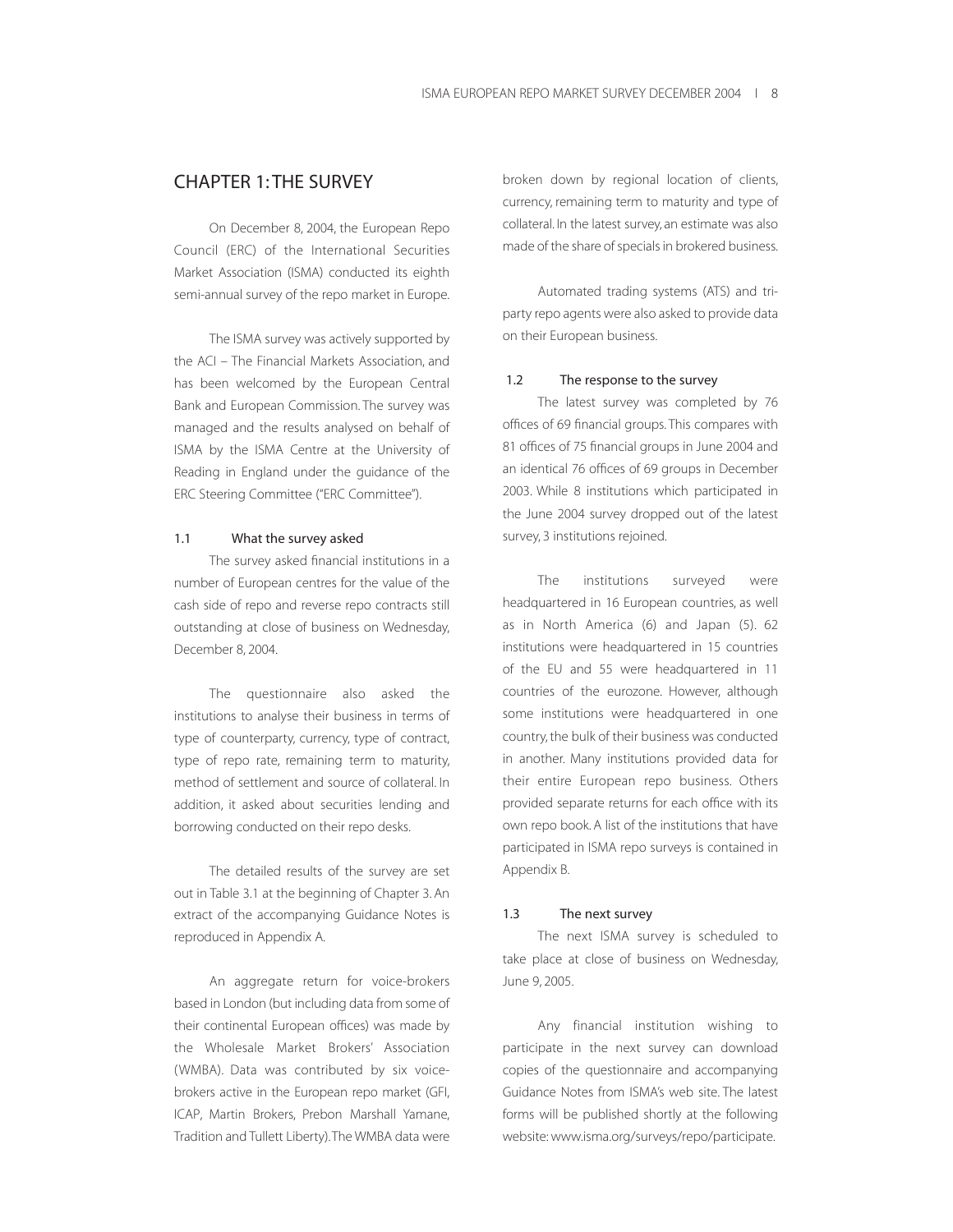# CHAPTER 1: THE SURVEY

On December 8, 2004, the European Repo Council (ERC) of the International Securities Market Association (ISMA) conducted its eighth semi-annual survey of the repo market in Europe.

The ISMA survey was actively supported by the ACI – The Financial Markets Association, and has been welcomed by the European Central Bank and European Commission. The survey was managed and the results analysed on behalf of ISMA by the ISMA Centre at the University of Reading in England under the guidance of the ERC Steering Committee ("ERC Committee").

## 1.1 What the survey asked

The survey asked financial institutions in a number of European centres for the value of the cash side of repo and reverse repo contracts still outstanding at close of business on Wednesday, December 8, 2004.

The questionnaire also asked the institutions to analyse their business in terms of type of counterparty, currency, type of contract, type of repo rate, remaining term to maturity, method of settlement and source of collateral. In addition, it asked about securities lending and borrowing conducted on their repo desks.

The detailed results of the survey are set out in Table 3.1 at the beginning of Chapter 3. An extract of the accompanying Guidance Notes is reproduced in Appendix A.

An aggregate return for voice-brokers based in London (but including data from some of their continental European offices) was made by the Wholesale Market Brokers' Association (WMBA). Data was contributed by six voice-brokers active in the European repo market (GFI, ICAP, Martin Brokers, Prebon Marshall Yamane, Tradition and Tullett Liberty). The WMBA data were broken down by regional location of clients, currency, remaining term to maturity and type of collateral. In the latest survey, an estimate was also made of the share of specials in brokered business.

Automated trading systems (ATS) and tri-party repo agents were also asked to provide data on their European business.

## 1.2 The response to the survey

The latest survey was completed by 76 offices of 69 financial groups. This compares with 81 offices of 75 financial groups in June 2004 and an identical 76 offices of 69 groups in December 2003. While 8 institutions which participated in the June 2004 survey dropped out of the latest survey, 3 institutions rejoined.

The institutions surveyed were headquartered in 16 European countries, as well as in North America (6) and Japan (5). 62 institutions were headquartered in 15 countries of the EU and 55 were headquartered in 11 countries of the eurozone. However, although some institutions were headquartered in one country, the bulk of their business was conducted in another. Many institutions provided data for their entire European repo business. Others provided separate returns for each office with its own repo book. A list of the institutions that have participated in ISMA repo surveys is contained in Appendix B.

## 1.3 The next survey

The next ISMA survey is scheduled to take place at close of business on Wednesday, June 9, 2005.

Any financial institution wishing to participate in the next survey can download copies of the questionnaire and accompanying Guidance Notes from ISMA's web site. The latest forms will be published shortly at the following website: www.isma.org/surveys/repo/participate.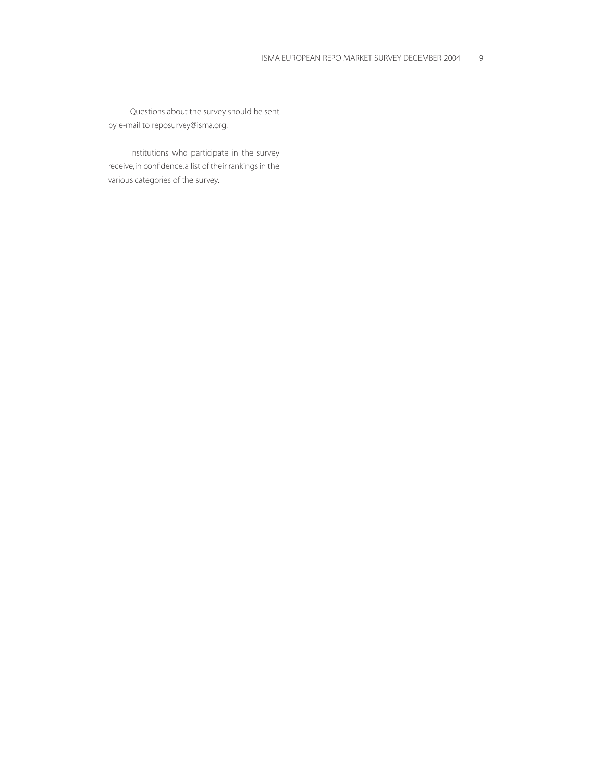Questions about the survey should be sent by e-mail to reposurvey@isma.org.

Institutions who participate in the survey receive, in confidence, a list of their rankings in the various categories of the survey.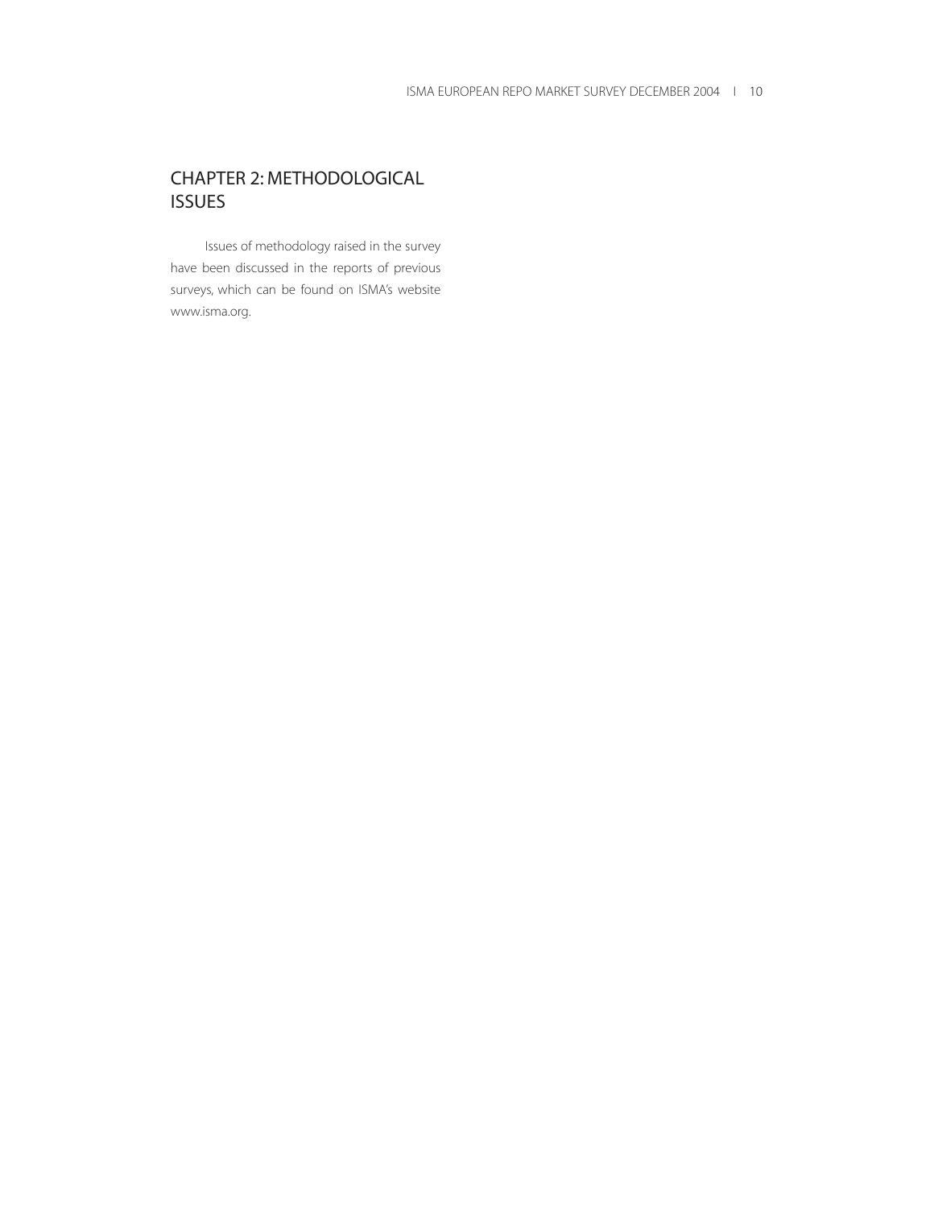# CHAPTER 2: METHODOLOGICAL ISSUES

Issues of methodology raised in the survey have been discussed in the reports of previous surveys, which can be found on ISMA's website www.isma.org.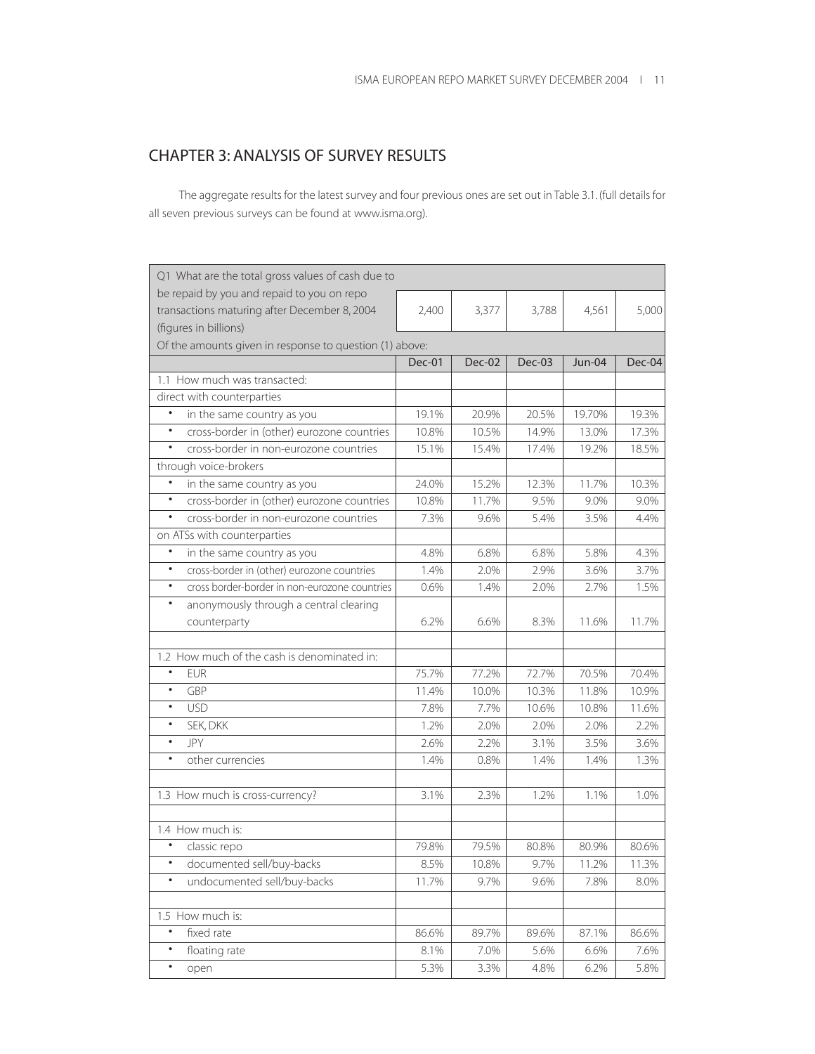# CHAPTER 3: ANALYSIS OF SURVEY RESULTS

The aggregate results for the latest survey and four previous ones are set out in Table 3.1. (full details for all seven previous surveys can be found at www.isma.org).

| Q1 What are the total gross values of cash due to be repaid by you and repaid to you on repo transactions maturing after December 8, 2004 (figures in billions) | 2,400 | 3,377 | 3,788 | 4,561 | 5,000 |
|---|---|---|---|---|---|
| Of the amounts given in response to question (1) above: | | | | | |
| | Dec-01 | Dec-02 | Dec-03 | Jun-04 | Dec-04 |
| 1.1 How much was transacted: | | | | | |
| direct with counterparties | | | | | |
| • in the same country as you | 19.1% | 20.9% | 20.5% | 19.70% | 19.3% |
| • cross-border in (other) eurozone countries | 10.8% | 10.5% | 14.9% | 13.0% | 17.3% |
| • cross-border in non-eurozone countries | 15.1% | 15.4% | 17.4% | 19.2% | 18.5% |
| through voice-brokers | | | | | |
| • in the same country as you | 24.0% | 15.2% | 12.3% | 11.7% | 10.3% |
| • cross-border in (other) eurozone countries | 10.8% | 11.7% | 9.5% | 9.0% | 9.0% |
| • cross-border in non-eurozone countries | 7.3% | 9.6% | 5.4% | 3.5% | 4.4% |
| on ATSs with counterparties | | | | | |
| • in the same country as you | 4.8% | 6.8% | 6.8% | 5.8% | 4.3% |
| • cross-border in (other) eurozone countries | 1.4% | 2.0% | 2.9% | 3.6% | 3.7% |
| • cross border-border in non-eurozone countries | 0.6% | 1.4% | 2.0% | 2.7% | 1.5% |
| • anonymously through a central clearing counterparty | 6.2% | 6.6% | 8.3% | 11.6% | 11.7% |
| | | | | | |
| 1.2 How much of the cash is denominated in: | | | | | |
| • EUR | 75.7% | 77.2% | 72.7% | 70.5% | 70.4% |
| • GBP | 11.4% | 10.0% | 10.3% | 11.8% | 10.9% |
| • USD | 7.8% | 7.7% | 10.6% | 10.8% | 11.6% |
| • SEK, DKK | 1.2% | 2.0% | 2.0% | 2.0% | 2.2% |
| • JPY | 2.6% | 2.2% | 3.1% | 3.5% | 3.6% |
| • other currencies | 1.4% | 0.8% | 1.4% | 1.4% | 1.3% |
| | | | | | |
| 1.3 How much is cross-currency? | 3.1% | 2.3% | 1.2% | 1.1% | 1.0% |
| | | | | | |
| 1.4 How much is: | | | | | |
| • classic repo | 79.8% | 79.5% | 80.8% | 80.9% | 80.6% |
| • documented sell/buy-backs | 8.5% | 10.8% | 9.7% | 11.2% | 11.3% |
| • undocumented sell/buy-backs | 11.7% | 9.7% | 9.6% | 7.8% | 8.0% |
| | | | | | |
| 1.5 How much is: | | | | | |
| • fixed rate | 86.6% | 89.7% | 89.6% | 87.1% | 86.6% |
| • floating rate | 8.1% | 7.0% | 5.6% | 6.6% | 7.6% |
| • open | 5.3% | 3.3% | 4.8% | 6.2% | 5.8% |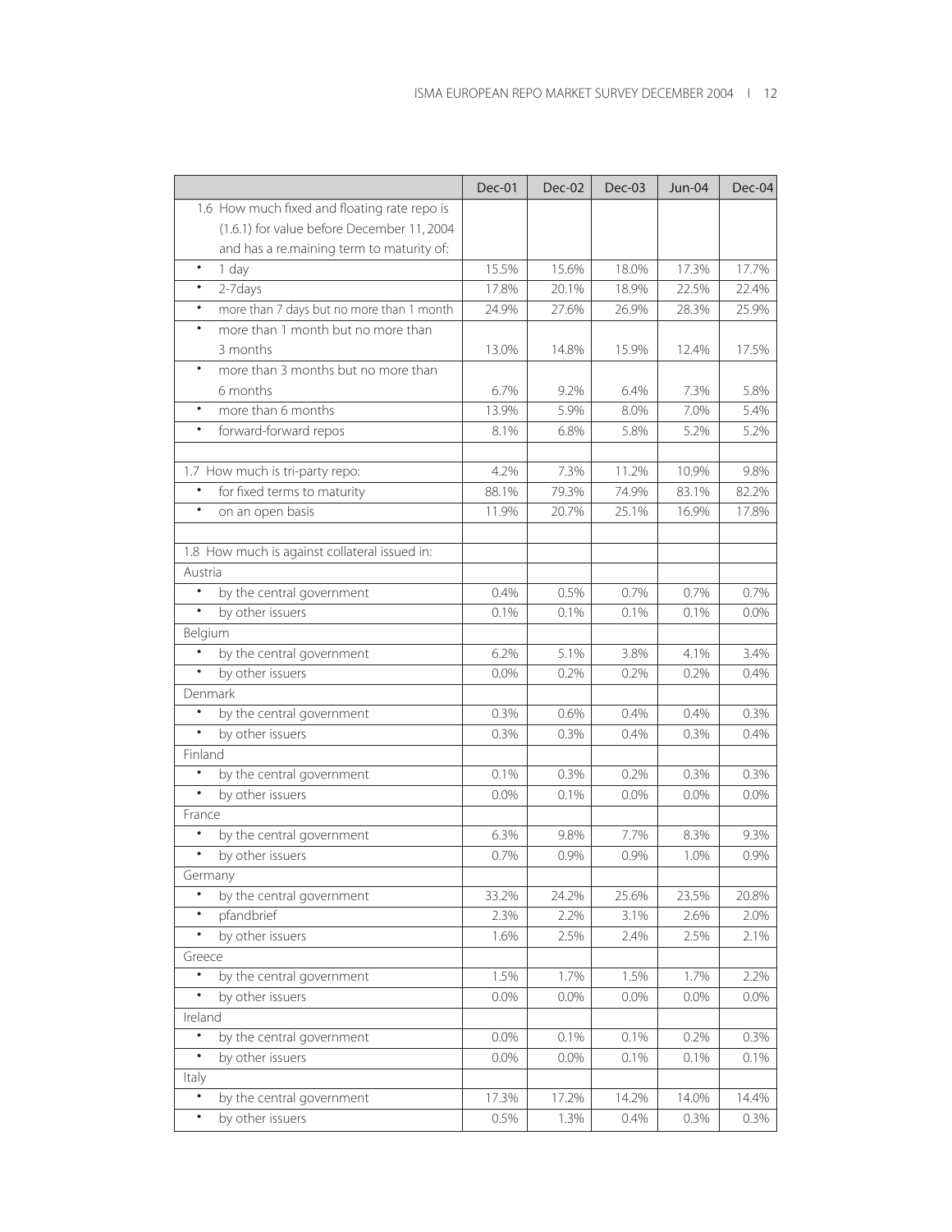| | Dec-01 | Dec-02 | Dec-03 | Jun-04 | Dec-04 |
|---|---|---|---|---|---|
| 1.6 How much fixed and floating rate repo is (1.6.1) for value before December 11, 2004 and has a re.maining term to maturity of: | | | | | |
| • 1 day | 15.5% | 15.6% | 18.0% | 17.3% | 17.7% |
| • 2-7days | 17.8% | 20.1% | 18.9% | 22.5% | 22.4% |
| • more than 7 days but no more than 1 month | 24.9% | 27.6% | 26.9% | 28.3% | 25.9% |
| • more than 1 month but no more than 3 months | 13.0% | 14.8% | 15.9% | 12.4% | 17.5% |
| • more than 3 months but no more than 6 months | 6.7% | 9.2% | 6.4% | 7.3% | 5.8% |
| • more than 6 months | 13.9% | 5.9% | 8.0% | 7.0% | 5.4% |
| • forward-forward repos | 8.1% | 6.8% | 5.8% | 5.2% | 5.2% |
| | | | | | |
| 1.7 How much is tri-party repo: | 4.2% | 7.3% | 11.2% | 10.9% | 9.8% |
| • for fixed terms to maturity | 88.1% | 79.3% | 74.9% | 83.1% | 82.2% |
| • on an open basis | 11.9% | 20.7% | 25.1% | 16.9% | 17.8% |
| | | | | | |
| 1.8 How much is against collateral issued in: | | | | | |
| Austria | | | | | |
| • by the central government | 0.4% | 0.5% | 0.7% | 0.7% | 0.7% |
| • by other issuers | 0.1% | 0.1% | 0.1% | 0.1% | 0.0% |
| Belgium | | | | | |
| • by the central government | 6.2% | 5.1% | 3.8% | 4.1% | 3.4% |
| • by other issuers | 0.0% | 0.2% | 0.2% | 0.2% | 0.4% |
| Denmark | | | | | |
| • by the central government | 0.3% | 0.6% | 0.4% | 0.4% | 0.3% |
| • by other issuers | 0.3% | 0.3% | 0.4% | 0.3% | 0.4% |
| Finland | | | | | |
| • by the central government | 0.1% | 0.3% | 0.2% | 0.3% | 0.3% |
| • by other issuers | 0.0% | 0.1% | 0.0% | 0.0% | 0.0% |
| France | | | | | |
| • by the central government | 6.3% | 9.8% | 7.7% | 8.3% | 9.3% |
| • by other issuers | 0.7% | 0.9% | 0.9% | 1.0% | 0.9% |
| Germany | | | | | |
| • by the central government | 33.2% | 24.2% | 25.6% | 23.5% | 20.8% |
| • pfandbrief | 2.3% | 2.2% | 3.1% | 2.6% | 2.0% |
| • by other issuers | 1.6% | 2.5% | 2.4% | 2.5% | 2.1% |
| Greece | | | | | |
| • by the central government | 1.5% | 1.7% | 1.5% | 1.7% | 2.2% |
| • by other issuers | 0.0% | 0.0% | 0.0% | 0.0% | 0.0% |
| Ireland | | | | | |
| • by the central government | 0.0% | 0.1% | 0.1% | 0.2% | 0.3% |
| • by other issuers | 0.0% | 0.0% | 0.1% | 0.1% | 0.1% |
| Italy | | | | | |
| • by the central government | 17.3% | 17.2% | 14.2% | 14.0% | 14.4% |
| • by other issuers | 0.5% | 1.3% | 0.4% | 0.3% | 0.3% |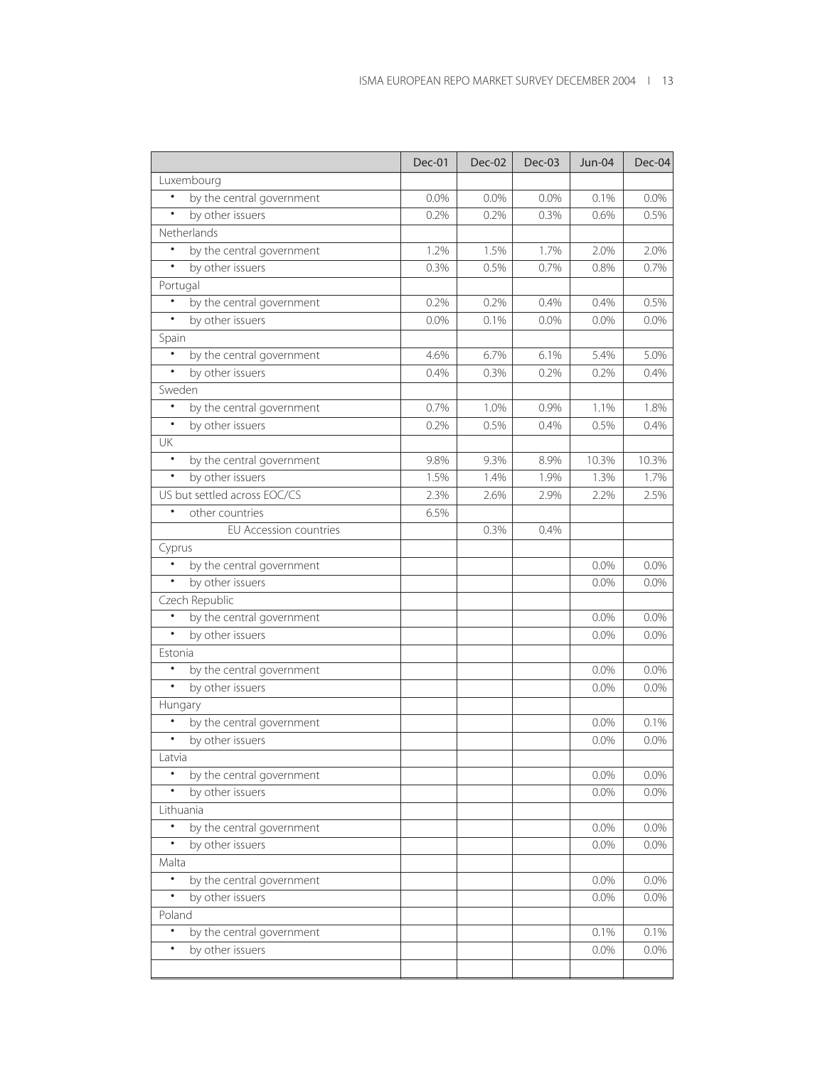| | Dec-01 | Dec-02 | Dec-03 | Jun-04 | Dec-04 |
|---|---|---|---|---|---|
| Luxembourg | | | | | |
| • by the central government | 0.0% | 0.0% | 0.0% | 0.1% | 0.0% |
| • by other issuers | 0.2% | 0.2% | 0.3% | 0.6% | 0.5% |
| Netherlands | | | | | |
| • by the central government | 1.2% | 1.5% | 1.7% | 2.0% | 2.0% |
| • by other issuers | 0.3% | 0.5% | 0.7% | 0.8% | 0.7% |
| Portugal | | | | | |
| • by the central government | 0.2% | 0.2% | 0.4% | 0.4% | 0.5% |
| • by other issuers | 0.0% | 0.1% | 0.0% | 0.0% | 0.0% |
| Spain | | | | | |
| • by the central government | 4.6% | 6.7% | 6.1% | 5.4% | 5.0% |
| • by other issuers | 0.4% | 0.3% | 0.2% | 0.2% | 0.4% |
| Sweden | | | | | |
| • by the central government | 0.7% | 1.0% | 0.9% | 1.1% | 1.8% |
| • by other issuers | 0.2% | 0.5% | 0.4% | 0.5% | 0.4% |
| UK | | | | | |
| • by the central government | 9.8% | 9.3% | 8.9% | 10.3% | 10.3% |
| • by other issuers | 1.5% | 1.4% | 1.9% | 1.3% | 1.7% |
| US but settled across EOC/CS | 2.3% | 2.6% | 2.9% | 2.2% | 2.5% |
| • other countries | 6.5% | | | | |
| EU Accession countries | | 0.3% | 0.4% | | |
| Cyprus | | | | | |
| • by the central government | | | | 0.0% | 0.0% |
| • by other issuers | | | | 0.0% | 0.0% |
| Czech Republic | | | | | |
| • by the central government | | | | 0.0% | 0.0% |
| • by other issuers | | | | 0.0% | 0.0% |
| Estonia | | | | | |
| • by the central government | | | | 0.0% | 0.0% |
| • by other issuers | | | | 0.0% | 0.0% |
| Hungary | | | | | |
| • by the central government | | | | 0.0% | 0.1% |
| • by other issuers | | | | 0.0% | 0.0% |
| Latvia | | | | | |
| • by the central government | | | | 0.0% | 0.0% |
| • by other issuers | | | | 0.0% | 0.0% |
| Lithuania | | | | | |
| • by the central government | | | | 0.0% | 0.0% |
| • by other issuers | | | | 0.0% | 0.0% |
| Malta | | | | | |
| • by the central government | | | | 0.0% | 0.0% |
| • by other issuers | | | | 0.0% | 0.0% |
| Poland | | | | | |
| • by the central government | | | | 0.1% | 0.1% |
| • by other issuers | | | | 0.0% | 0.0% |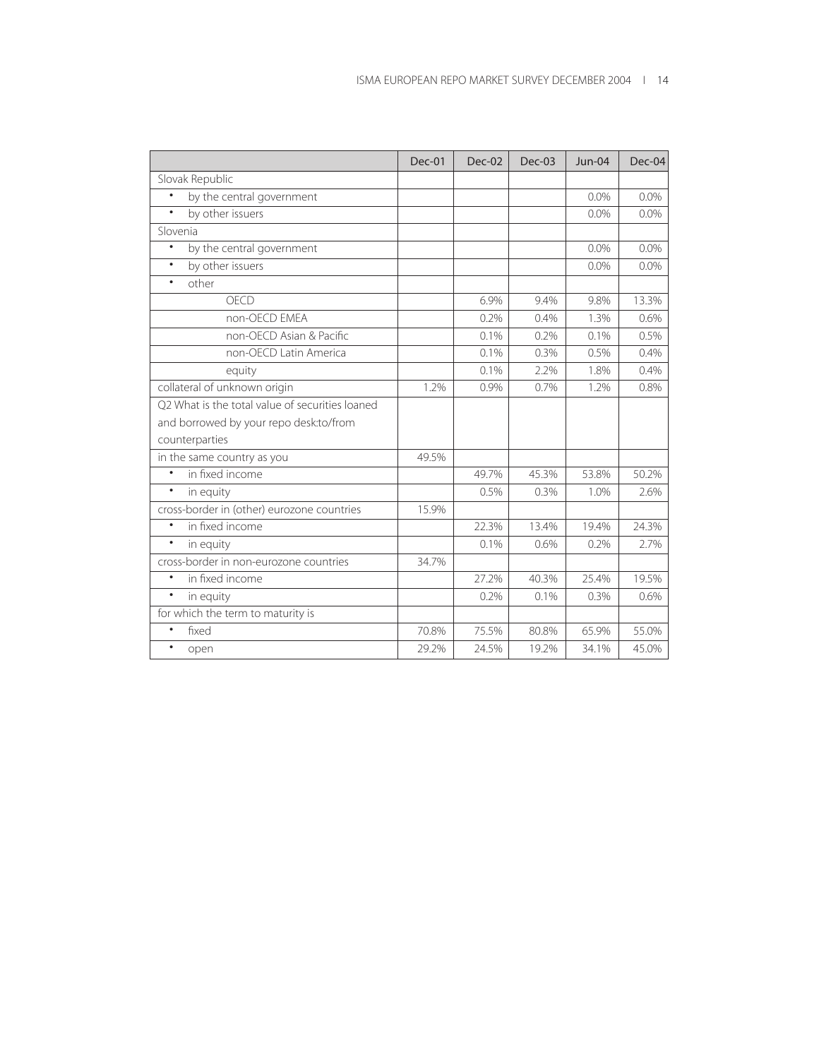| | Dec-01 | Dec-02 | Dec-03 | Jun-04 | Dec-04 |
|---|---|---|---|---|---|
| Slovak Republic | | | | | |
| • by the central government | | | | 0.0% | 0.0% |
| • by other issuers | | | | 0.0% | 0.0% |
| Slovenia | | | | | |
| • by the central government | | | | 0.0% | 0.0% |
| • by other issuers | | | | 0.0% | 0.0% |
| • other | | | | | |
| OECD | | 6.9% | 9.4% | 9.8% | 13.3% |
| non-OECD EMEA | | 0.2% | 0.4% | 1.3% | 0.6% |
| non-OECD Asian & Pacific | | 0.1% | 0.2% | 0.1% | 0.5% |
| non-OECD Latin America | | 0.1% | 0.3% | 0.5% | 0.4% |
| equity | | 0.1% | 2.2% | 1.8% | 0.4% |
| collateral of unknown origin | 1.2% | 0.9% | 0.7% | 1.2% | 0.8% |
| Q2 What is the total value of securities loaned and borrowed by your repo desk:to/from counterparties | | | | | |
| in the same country as you | 49.5% | | | | |
| • in fixed income | | 49.7% | 45.3% | 53.8% | 50.2% |
| • in equity | | 0.5% | 0.3% | 1.0% | 2.6% |
| cross-border in (other) eurozone countries | 15.9% | | | | |
| • in fixed income | | 22.3% | 13.4% | 19.4% | 24.3% |
| • in equity | | 0.1% | 0.6% | 0.2% | 2.7% |
| cross-border in non-eurozone countries | 34.7% | | | | |
| • in fixed income | | 27.2% | 40.3% | 25.4% | 19.5% |
| • in equity | | 0.2% | 0.1% | 0.3% | 0.6% |
| for which the term to maturity is | | | | | |
| • fixed | 70.8% | 75.5% | 80.8% | 65.9% | 55.0% |
| • open | 29.2% | 24.5% | 19.2% | 34.1% | 45.0% |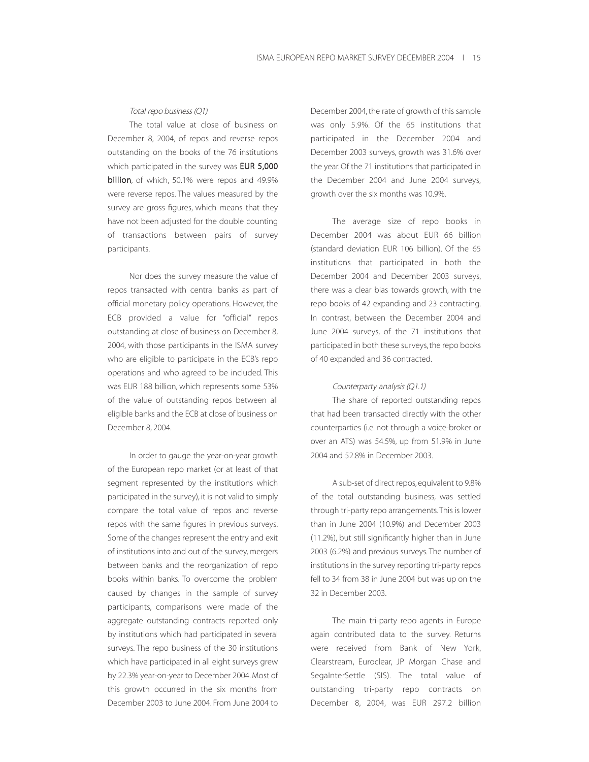*Total repo business (Q1)*

The total value at close of business on December 8, 2004, of repos and reverse repos outstanding on the books of the 76 institutions which participated in the survey was **EUR 5,000 billion**, of which, 50.1% were repos and 49.9% were reverse repos. The values measured by the survey are gross figures, which means that they have not been adjusted for the double counting of transactions between pairs of survey participants.

Nor does the survey measure the value of repos transacted with central banks as part of official monetary policy operations. However, the ECB provided a value for "official" repos outstanding at close of business on December 8, 2004, with those participants in the ISMA survey who are eligible to participate in the ECB's repo operations and who agreed to be included. This was EUR 188 billion, which represents some 53% of the value of outstanding repos between all eligible banks and the ECB at close of business on December 8, 2004.

In order to gauge the year-on-year growth of the European repo market (or at least of that segment represented by the institutions which participated in the survey), it is not valid to simply compare the total value of repos and reverse repos with the same figures in previous surveys. Some of the changes represent the entry and exit of institutions into and out of the survey, mergers between banks and the reorganization of repo books within banks. To overcome the problem caused by changes in the sample of survey participants, comparisons were made of the aggregate outstanding contracts reported only by institutions which had participated in several surveys. The repo business of the 30 institutions which have participated in all eight surveys grew by 22.3% year-on-year to December 2004. Most of this growth occurred in the six months from December 2003 to June 2004. From June 2004 to December 2004, the rate of growth of this sample was only 5.9%. Of the 65 institutions that participated in the December 2004 and December 2003 surveys, growth was 31.6% over the year. Of the 71 institutions that participated in the December 2004 and June 2004 surveys, growth over the six months was 10.9%.

The average size of repo books in December 2004 was about EUR 66 billion (standard deviation EUR 106 billion). Of the 65 institutions that participated in both the December 2004 and December 2003 surveys, there was a clear bias towards growth, with the repo books of 42 expanding and 23 contracting. In contrast, between the December 2004 and June 2004 surveys, of the 71 institutions that participated in both these surveys, the repo books of 40 expanded and 36 contracted.

*Counterparty analysis (Q1.1)*

The share of reported outstanding repos that had been transacted directly with the other counterparties (i.e. not through a voice-broker or over an ATS) was 54.5%, up from 51.9% in June 2004 and 52.8% in December 2003.

A sub-set of direct repos, equivalent to 9.8% of the total outstanding business, was settled through tri-party repo arrangements. This is lower than in June 2004 (10.9%) and December 2003 (11.2%), but still significantly higher than in June 2003 (6.2%) and previous surveys. The number of institutions in the survey reporting tri-party repos fell to 34 from 38 in June 2004 but was up on the 32 in December 2003.

The main tri-party repo agents in Europe again contributed data to the survey. Returns were received from Bank of New York, Clearstream, Euroclear, JP Morgan Chase and SegaInterSettle (SIS). The total value of outstanding tri-party repo contracts on December 8, 2004, was EUR 297.2 billion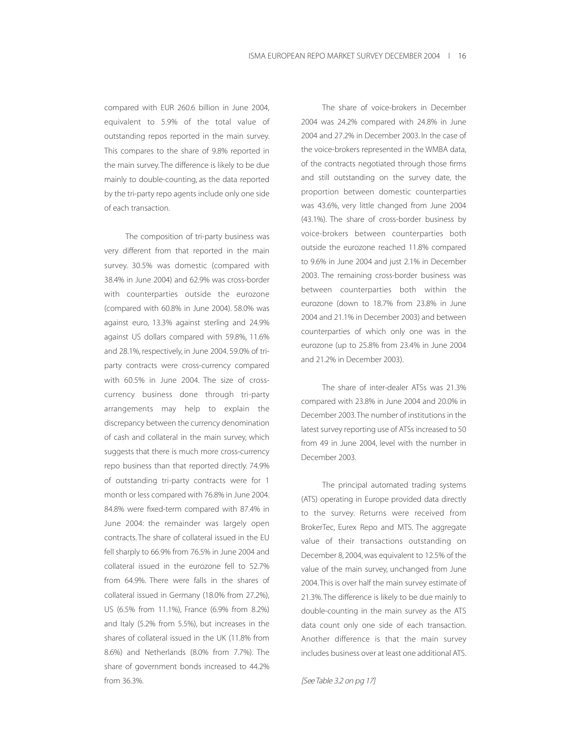compared with EUR 260.6 billion in June 2004, equivalent to 5.9% of the total value of outstanding repos reported in the main survey. This compares to the share of 9.8% reported in the main survey. The difference is likely to be due mainly to double-counting, as the data reported by the tri-party repo agents include only one side of each transaction.

The composition of tri-party business was very different from that reported in the main survey. 30.5% was domestic (compared with 38.4% in June 2004) and 62.9% was cross-border with counterparties outside the eurozone (compared with 60.8% in June 2004). 58.0% was against euro, 13.3% against sterling and 24.9% against US dollars compared with 59.8%, 11.6% and 28.1%, respectively, in June 2004. 59.0% of tri-party contracts were cross-currency compared with 60.5% in June 2004. The size of cross-currency business done through tri-party arrangements may help to explain the discrepancy between the currency denomination of cash and collateral in the main survey, which suggests that there is much more cross-currency repo business than that reported directly. 74.9% of outstanding tri-party contracts were for 1 month or less compared with 76.8% in June 2004. 84.8% were fixed-term compared with 87.4% in June 2004: the remainder was largely open contracts. The share of collateral issued in the EU fell sharply to 66.9% from 76.5% in June 2004 and collateral issued in the eurozone fell to 52.7% from 64.9%. There were falls in the shares of collateral issued in Germany (18.0% from 27.2%), US (6.5% from 11.1%), France (6.9% from 8.2%) and Italy (5.2% from 5.5%), but increases in the shares of collateral issued in the UK (11.8% from 8.6%) and Netherlands (8.0% from 7.7%). The share of government bonds increased to 44.2% from 36.3%.

The share of voice-brokers in December 2004 was 24.2% compared with 24.8% in June 2004 and 27.2% in December 2003. In the case of the voice-brokers represented in the WMBA data, of the contracts negotiated through those firms and still outstanding on the survey date, the proportion between domestic counterparties was 43.6%, very little changed from June 2004 (43.1%). The share of cross-border business by voice-brokers between counterparties both outside the eurozone reached 11.8% compared to 9.6% in June 2004 and just 2.1% in December 2003. The remaining cross-border business was between counterparties both within the eurozone (down to 18.7% from 23.8% in June 2004 and 21.1% in December 2003) and between counterparties of which only one was in the eurozone (up to 25.8% from 23.4% in June 2004 and 21.2% in December 2003).

The share of inter-dealer ATSs was 21.3% compared with 23.8% in June 2004 and 20.0% in December 2003. The number of institutions in the latest survey reporting use of ATSs increased to 50 from 49 in June 2004, level with the number in December 2003.

The principal automated trading systems (ATS) operating in Europe provided data directly to the survey. Returns were received from BrokerTec, Eurex Repo and MTS. The aggregate value of their transactions outstanding on December 8, 2004, was equivalent to 12.5% of the value of the main survey, unchanged from June 2004. This is over half the main survey estimate of 21.3%. The difference is likely to be due mainly to double-counting in the main survey as the ATS data count only one side of each transaction. Another difference is that the main survey includes business over at least one additional ATS.

*[See Table 3.2 on pg 17]*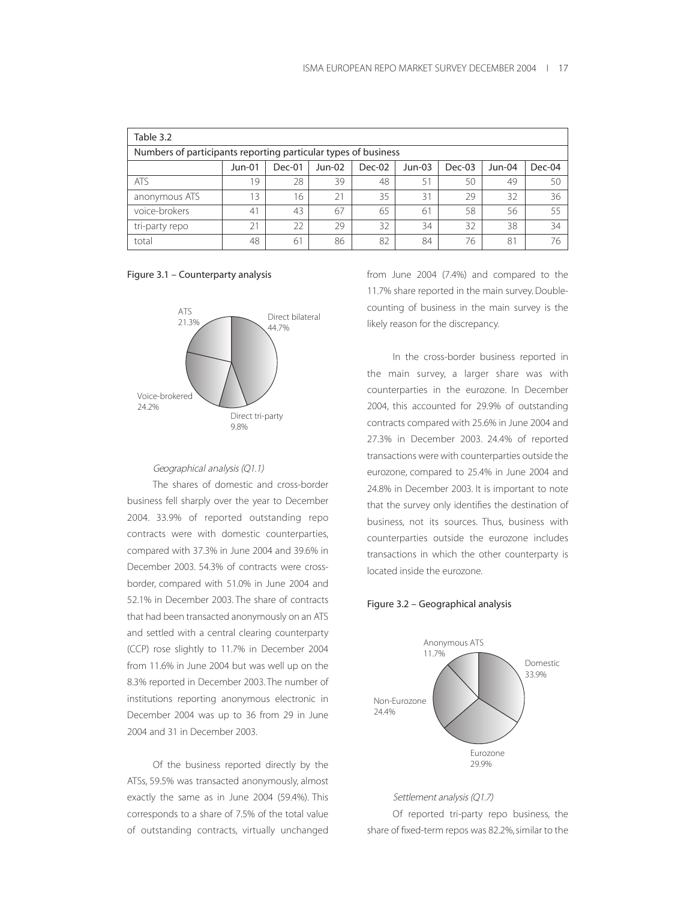| Table 3.2 | | | | | | | | |
|---|---|---|---|---|---|---|---|---|
| Numbers of participants reporting particular types of business | | | | | | | | |
| | Jun-01 | Dec-01 | Jun-02 | Dec-02 | Jun-03 | Dec-03 | Jun-04 | Dec-04 |
| ATS | 19 | 28 | 39 | 48 | 51 | 50 | 49 | 50 |
| anonymous ATS | 13 | 16 | 21 | 35 | 31 | 29 | 32 | 36 |
| voice-brokers | 41 | 43 | 67 | 65 | 61 | 58 | 56 | 55 |
| tri-party repo | 21 | 22 | 29 | 32 | 34 | 32 | 38 | 34 |
| total | 48 | 61 | 86 | 82 | 84 | 76 | 81 | 76 |

Figure 3.1 – Counterparty analysis

ATS 21.3%
Direct bilateral 44.7%
Voice-brokered 24.2%
Direct tri-party 9.8%

*Geographical analysis (Q1.1)*

The shares of domestic and cross-border business fell sharply over the year to December 2004. 33.9% of reported outstanding repo contracts were with domestic counterparties, compared with 37.3% in June 2004 and 39.6% in December 2003. 54.3% of contracts were cross-border, compared with 51.0% in June 2004 and 52.1% in December 2003. The share of contracts that had been transacted anonymously on an ATS and settled with a central clearing counterparty (CCP) rose slightly to 11.7% in December 2004 from 11.6% in June 2004 but was well up on the 8.3% reported in December 2003. The number of institutions reporting anonymous electronic in December 2004 was up to 36 from 29 in June 2004 and 31 in December 2003.

Of the business reported directly by the ATSs, 59.5% was transacted anonymously, almost exactly the same as in June 2004 (59.4%). This corresponds to a share of 7.5% of the total value of outstanding contracts, virtually unchanged from June 2004 (7.4%) and compared to the 11.7% share reported in the main survey. Double-counting of business in the main survey is the likely reason for the discrepancy.

In the cross-border business reported in the main survey, a larger share was with counterparties in the eurozone. In December 2004, this accounted for 29.9% of outstanding contracts compared with 25.6% in June 2004 and 27.3% in December 2003. 24.4% of reported transactions were with counterparties outside the eurozone, compared to 25.4% in June 2004 and 24.8% in December 2003. It is important to note that the survey only identifies the destination of business, not its sources. Thus, business with counterparties outside the eurozone includes transactions in which the other counterparty is located inside the eurozone.

Figure 3.2 – Geographical analysis

Anonymous ATS 11.7%
Domestic 33.9%
Non-Eurozone 24.4%
Eurozone 29.9%

*Settlement analysis (Q1.7)*

Of reported tri-party repo business, the share of fixed-term repos was 82.2%, similar to the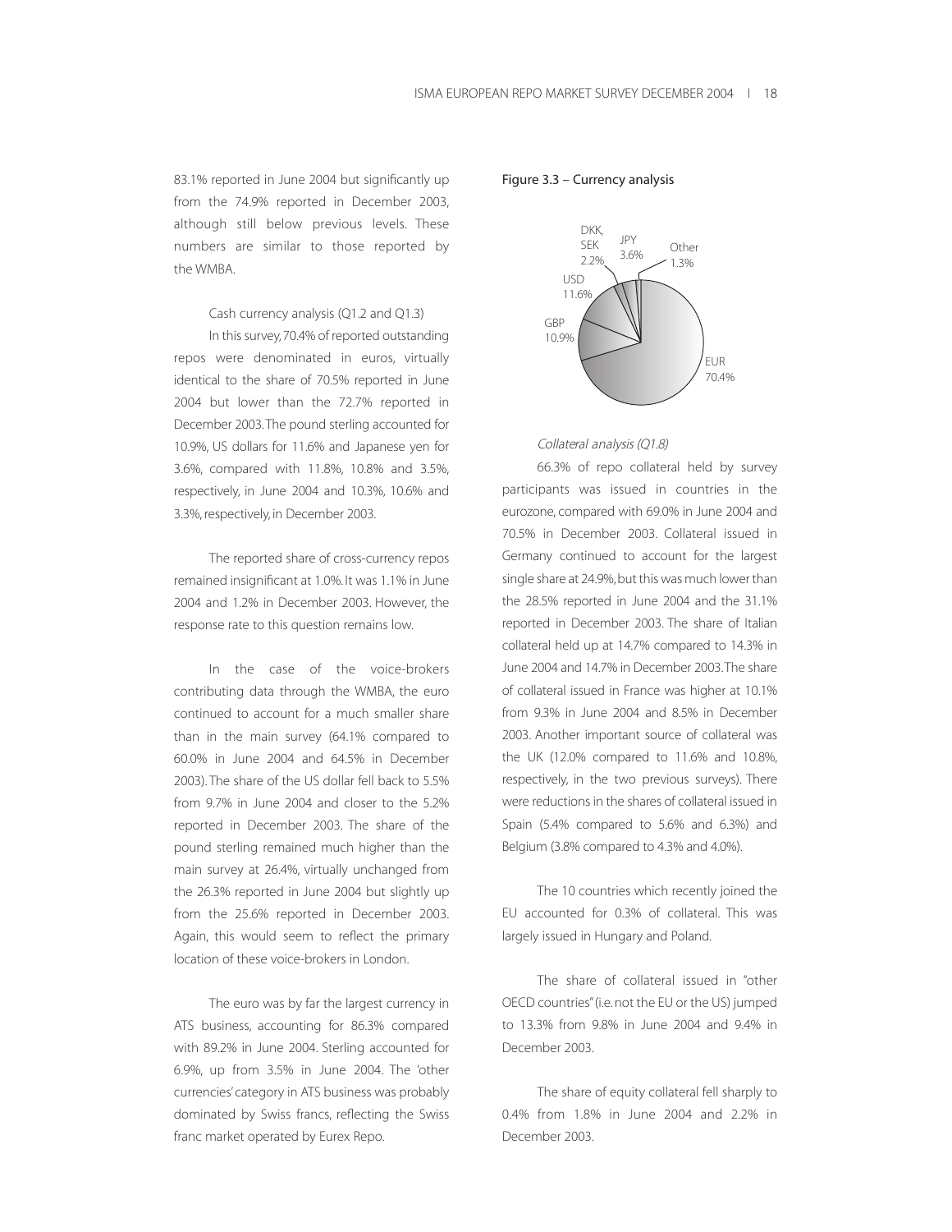83.1% reported in June 2004 but significantly up from the 74.9% reported in December 2003, although still below previous levels. These numbers are similar to those reported by the WMBA.

Cash currency analysis (Q1.2 and Q1.3)

In this survey, 70.4% of reported outstanding repos were denominated in euros, virtually identical to the share of 70.5% reported in June 2004 but lower than the 72.7% reported in December 2003. The pound sterling accounted for 10.9%, US dollars for 11.6% and Japanese yen for 3.6%, compared with 11.8%, 10.8% and 3.5%, respectively, in June 2004 and 10.3%, 10.6% and 3.3%, respectively, in December 2003.

The reported share of cross-currency repos remained insignificant at 1.0%. It was 1.1% in June 2004 and 1.2% in December 2003. However, the response rate to this question remains low.

In the case of the voice-brokers contributing data through the WMBA, the euro continued to account for a much smaller share than in the main survey (64.1% compared to 60.0% in June 2004 and 64.5% in December 2003). The share of the US dollar fell back to 5.5% from 9.7% in June 2004 and closer to the 5.2% reported in December 2003. The share of the pound sterling remained much higher than the main survey at 26.4%, virtually unchanged from the 26.3% reported in June 2004 but slightly up from the 25.6% reported in December 2003. Again, this would seem to reflect the primary location of these voice-brokers in London.

The euro was by far the largest currency in ATS business, accounting for 86.3% compared with 89.2% in June 2004. Sterling accounted for 6.9%, up from 3.5% in June 2004. The 'other currencies' category in ATS business was probably dominated by Swiss francs, reflecting the Swiss franc market operated by Eurex Repo.

Figure 3.3 – Currency analysis

| Currency | Share |
|---|---|
| EUR | 70.4% |
| GBP | 10.9% |
| USD | 11.6% |
| DKK, SEK | 2.2% |
| JPY | 3.6% |
| Other | 1.3% |

*Collateral analysis (Q1.8)*

66.3% of repo collateral held by survey participants was issued in countries in the eurozone, compared with 69.0% in June 2004 and 70.5% in December 2003. Collateral issued in Germany continued to account for the largest single share at 24.9%, but this was much lower than the 28.5% reported in June 2004 and the 31.1% reported in December 2003. The share of Italian collateral held up at 14.7% compared to 14.3% in June 2004 and 14.7% in December 2003. The share of collateral issued in France was higher at 10.1% from 9.3% in June 2004 and 8.5% in December 2003. Another important source of collateral was the UK (12.0% compared to 11.6% and 10.8%, respectively, in the two previous surveys). There were reductions in the shares of collateral issued in Spain (5.4% compared to 5.6% and 6.3%) and Belgium (3.8% compared to 4.3% and 4.0%).

The 10 countries which recently joined the EU accounted for 0.3% of collateral. This was largely issued in Hungary and Poland.

The share of collateral issued in "other OECD countries" (i.e. not the EU or the US) jumped to 13.3% from 9.8% in June 2004 and 9.4% in December 2003.

The share of equity collateral fell sharply to 0.4% from 1.8% in June 2004 and 2.2% in December 2003.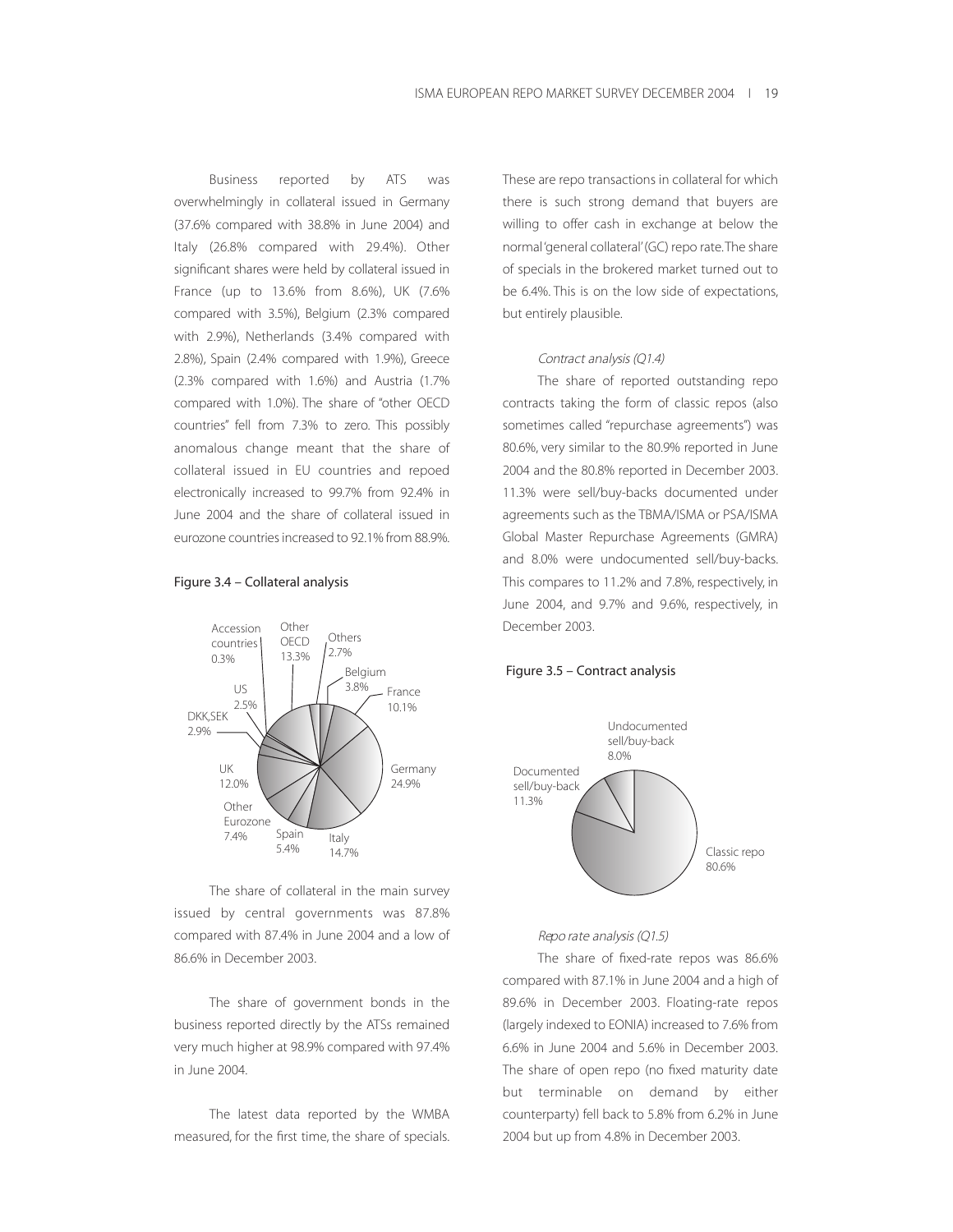Business reported by ATS was overwhelmingly in collateral issued in Germany (37.6% compared with 38.8% in June 2004) and Italy (26.8% compared with 29.4%). Other significant shares were held by collateral issued in France (up to 13.6% from 8.6%), UK (7.6% compared with 3.5%), Belgium (2.3% compared with 2.9%), Netherlands (3.4% compared with 2.8%), Spain (2.4% compared with 1.9%), Greece (2.3% compared with 1.6%) and Austria (1.7% compared with 1.0%). The share of "other OECD countries" fell from 7.3% to zero. This possibly anomalous change meant that the share of collateral issued in EU countries and repoed electronically increased to 99.7% from 92.4% in June 2004 and the share of collateral issued in eurozone countries increased to 92.1% from 88.9%.

Figure 3.4 – Collateral analysis

| Collateral | Share |
|---|---|
| Accession countries | 0.3% |
| Other OECD | 13.3% |
| Others | 2.7% |
| Belgium | 3.8% |
| France | 10.1% |
| Germany | 24.9% |
| Italy | 14.7% |
| Spain | 5.4% |
| Other Eurozone | 7.4% |
| UK | 12.0% |
| DKK,SEK | 2.9% |
| US | 2.5% |

The share of collateral in the main survey issued by central governments was 87.8% compared with 87.4% in June 2004 and a low of 86.6% in December 2003.

The share of government bonds in the business reported directly by the ATSs remained very much higher at 98.9% compared with 97.4% in June 2004.

The latest data reported by the WMBA measured, for the first time, the share of specials. These are repo transactions in collateral for which there is such strong demand that buyers are willing to offer cash in exchange at below the normal 'general collateral' (GC) repo rate. The share of specials in the brokered market turned out to be 6.4%. This is on the low side of expectations, but entirely plausible.

*Contract analysis (Q1.4)*

The share of reported outstanding repo contracts taking the form of classic repos (also sometimes called "repurchase agreements") was 80.6%, very similar to the 80.9% reported in June 2004 and the 80.8% reported in December 2003. 11.3% were sell/buy-backs documented under agreements such as the TBMA/ISMA or PSA/ISMA Global Master Repurchase Agreements (GMRA) and 8.0% were undocumented sell/buy-backs. This compares to 11.2% and 7.8%, respectively, in June 2004, and 9.7% and 9.6%, respectively, in December 2003.

Figure 3.5 – Contract analysis

| Contract | Share |
|---|---|
| Undocumented sell/buy-back | 8.0% |
| Documented sell/buy-back | 11.3% |
| Classic repo | 80.6% |

*Repo rate analysis (Q1.5)*

The share of fixed-rate repos was 86.6% compared with 87.1% in June 2004 and a high of 89.6% in December 2003. Floating-rate repos (largely indexed to EONIA) increased to 7.6% from 6.6% in June 2004 and 5.6% in December 2003. The share of open repo (no fixed maturity date but terminable on demand by either counterparty) fell back to 5.8% from 6.2% in June 2004 but up from 4.8% in December 2003.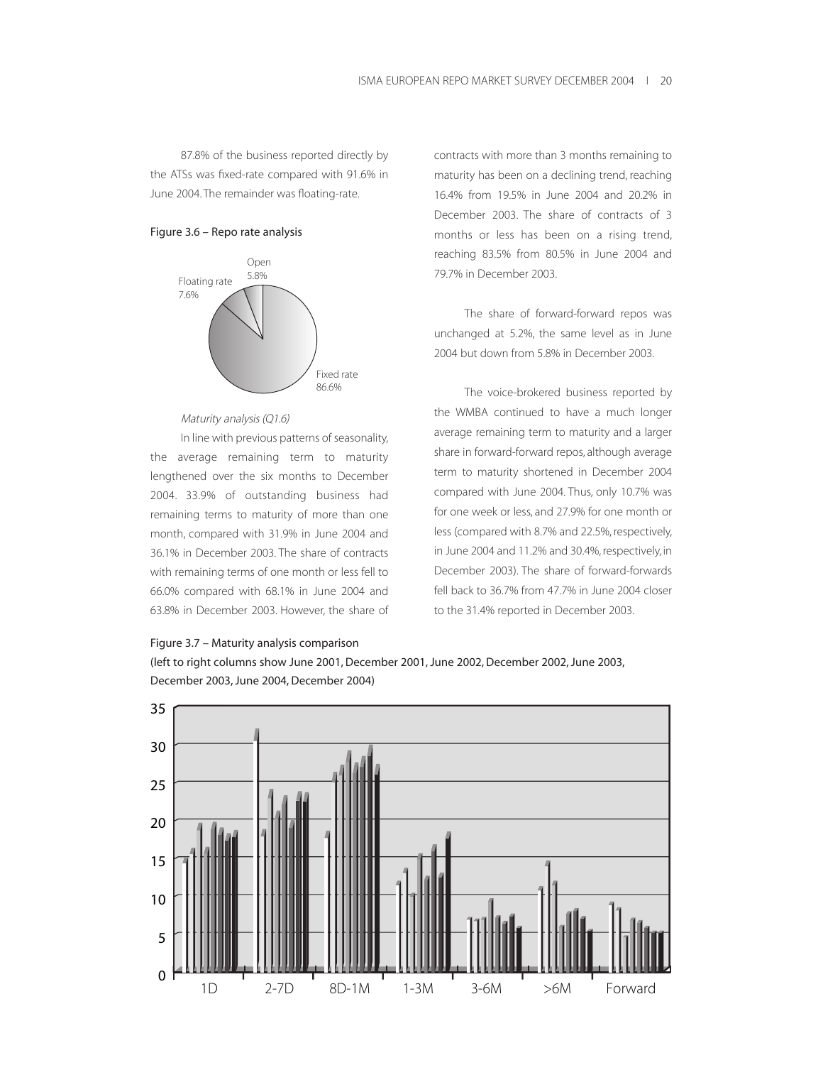87.8% of the business reported directly by the ATSs was fixed-rate compared with 91.6% in June 2004. The remainder was floating-rate.

Figure 3.6 – Repo rate analysis

Open 5.8%
Floating rate 7.6%
Fixed rate 86.6%

*Maturity analysis (Q1.6)*

In line with previous patterns of seasonality, the average remaining term to maturity lengthened over the six months to December 2004. 33.9% of outstanding business had remaining terms to maturity of more than one month, compared with 31.9% in June 2004 and 36.1% in December 2003. The share of contracts with remaining terms of one month or less fell to 66.0% compared with 68.1% in June 2004 and 63.8% in December 2003. However, the share of contracts with more than 3 months remaining to maturity has been on a declining trend, reaching 16.4% from 19.5% in June 2004 and 20.2% in December 2003. The share of contracts of 3 months or less has been on a rising trend, reaching 83.5% from 80.5% in June 2004 and 79.7% in December 2003.

The share of forward-forward repos was unchanged at 5.2%, the same level as in June 2004 but down from 5.8% in December 2003.

The voice-brokered business reported by the WMBA continued to have a much longer average remaining term to maturity and a larger share in forward-forward repos, although average term to maturity shortened in December 2004 compared with June 2004. Thus, only 10.7% was for one week or less, and 27.9% for one month or less (compared with 8.7% and 22.5%, respectively, in June 2004 and 11.2% and 30.4%, respectively, in December 2003). The share of forward-forwards fell back to 36.7% from 47.7% in June 2004 closer to the 31.4% reported in December 2003.

Figure 3.7 – Maturity analysis comparison
(left to right columns show June 2001, December 2001, June 2002, December 2002, June 2003, December 2003, June 2004, December 2004)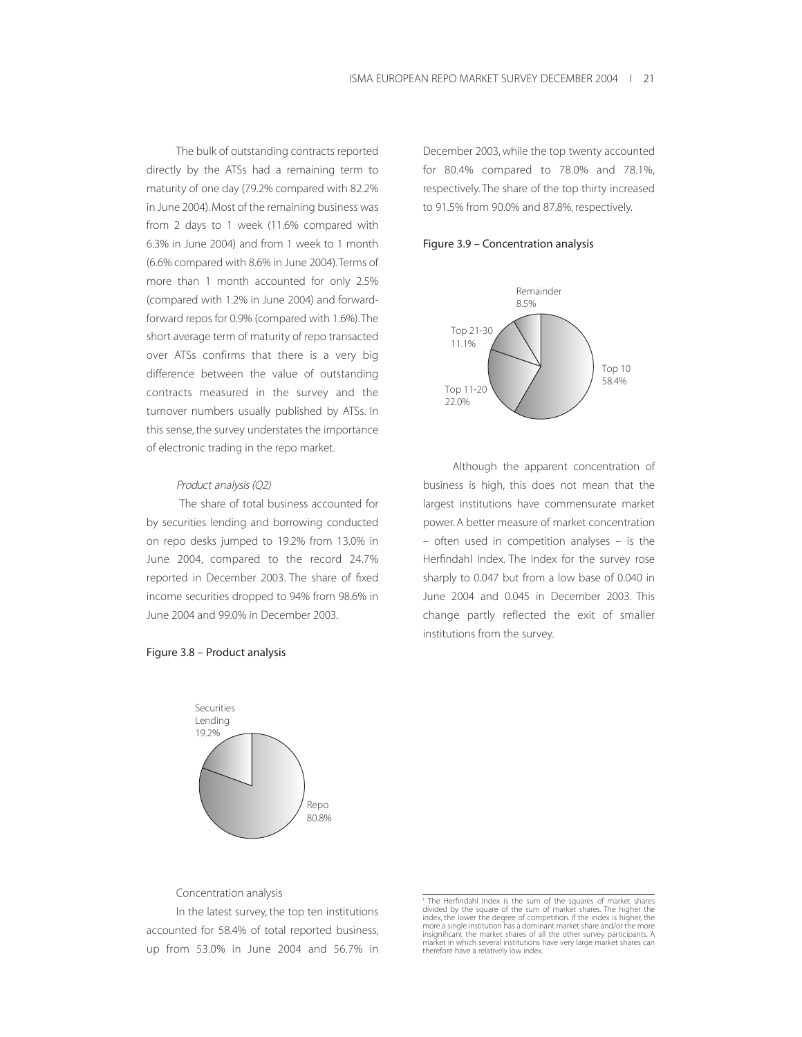The bulk of outstanding contracts reported directly by the ATSs had a remaining term to maturity of one day (79.2% compared with 82.2% in June 2004). Most of the remaining business was from 2 days to 1 week (11.6% compared with 6.3% in June 2004) and from 1 week to 1 month (6.6% compared with 8.6% in June 2004). Terms of more than 1 month accounted for only 2.5% (compared with 1.2% in June 2004) and forward-forward repos for 0.9% (compared with 1.6%). The short average term of maturity of repo transacted over ATSs confirms that there is a very big difference between the value of outstanding contracts measured in the survey and the turnover numbers usually published by ATSs. In this sense, the survey understates the importance of electronic trading in the repo market.

*Product analysis (Q2)*

The share of total business accounted for by securities lending and borrowing conducted on repo desks jumped to 19.2% from 13.0% in June 2004, compared to the record 24.7% reported in December 2003. The share of fixed income securities dropped to 94% from 98.6% in June 2004 and 99.0% in December 2003.

Figure 3.8 – Product analysis

Securities Lending 19.2%

Repo 80.8%

Concentration analysis

In the latest survey, the top ten institutions accounted for 58.4% of total reported business, up from 53.0% in June 2004 and 56.7% in December 2003, while the top twenty accounted for 80.4% compared to 78.0% and 78.1%, respectively. The share of the top thirty increased to 91.5% from 90.0% and 87.8%, respectively.

Figure 3.9 – Concentration analysis

Remainder 8.5%

Top 21-30 11.1%

Top 10 58.4%

Top 11-20 22.0%

Although the apparent concentration of business is high, this does not mean that the largest institutions have commensurate market power. A better measure of market concentration – often used in competition analyses – is the Herfindahl Index. The Index for the survey rose sharply to 0.047 but from a low base of 0.040 in June 2004 and 0.045 in December 2003. This change partly reflected the exit of smaller institutions from the survey.

[1] The Herfindahl Index is the sum of the squares of market shares divided by the square of the sum of market shares. The higher the index, the lower the degree of competition. If the index is higher, the more a single institution has a dominant market share and/or the more insignificant the market shares of all the other survey participants. A market in which several institutions have very large market shares can therefore have a relatively low index.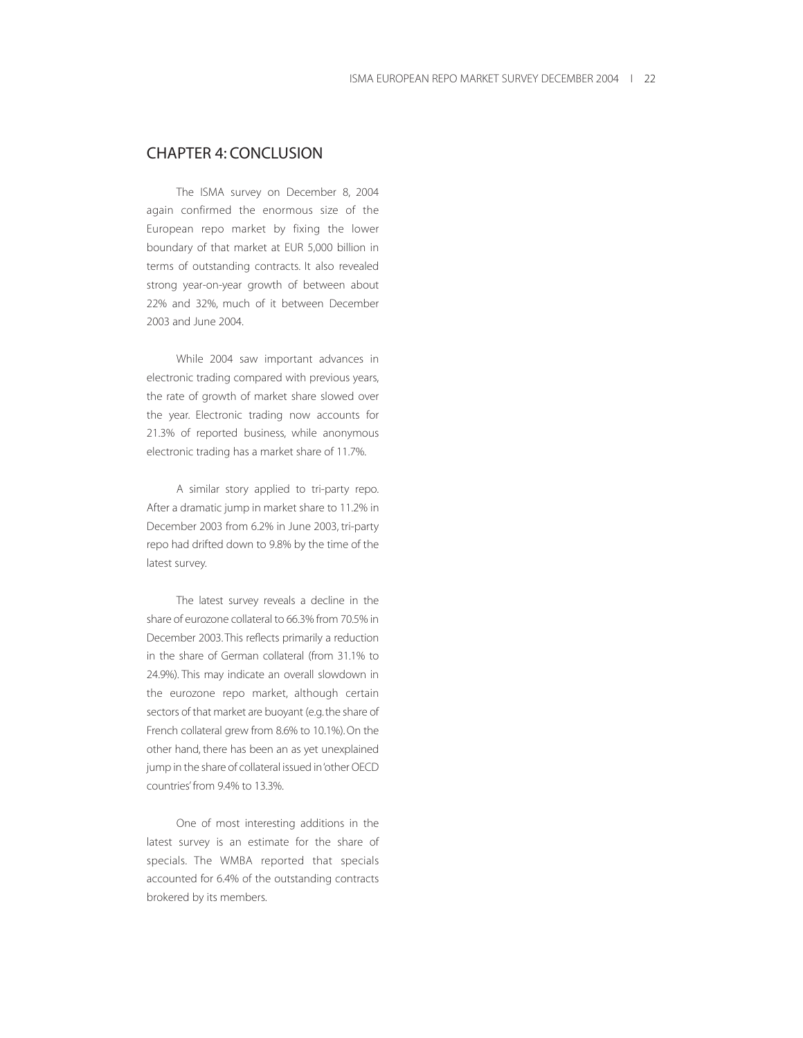# CHAPTER 4: CONCLUSION

The ISMA survey on December 8, 2004 again confirmed the enormous size of the European repo market by fixing the lower boundary of that market at EUR 5,000 billion in terms of outstanding contracts. It also revealed strong year-on-year growth of between about 22% and 32%, much of it between December 2003 and June 2004.

While 2004 saw important advances in electronic trading compared with previous years, the rate of growth of market share slowed over the year. Electronic trading now accounts for 21.3% of reported business, while anonymous electronic trading has a market share of 11.7%.

A similar story applied to tri-party repo. After a dramatic jump in market share to 11.2% in December 2003 from 6.2% in June 2003, tri-party repo had drifted down to 9.8% by the time of the latest survey.

The latest survey reveals a decline in the share of eurozone collateral to 66.3% from 70.5% in December 2003. This reflects primarily a reduction in the share of German collateral (from 31.1% to 24.9%). This may indicate an overall slowdown in the eurozone repo market, although certain sectors of that market are buoyant (e.g. the share of French collateral grew from 8.6% to 10.1%). On the other hand, there has been an as yet unexplained jump in the share of collateral issued in 'other OECD countries' from 9.4% to 13.3%.

One of most interesting additions in the latest survey is an estimate for the share of specials. The WMBA reported that specials accounted for 6.4% of the outstanding contracts brokered by its members.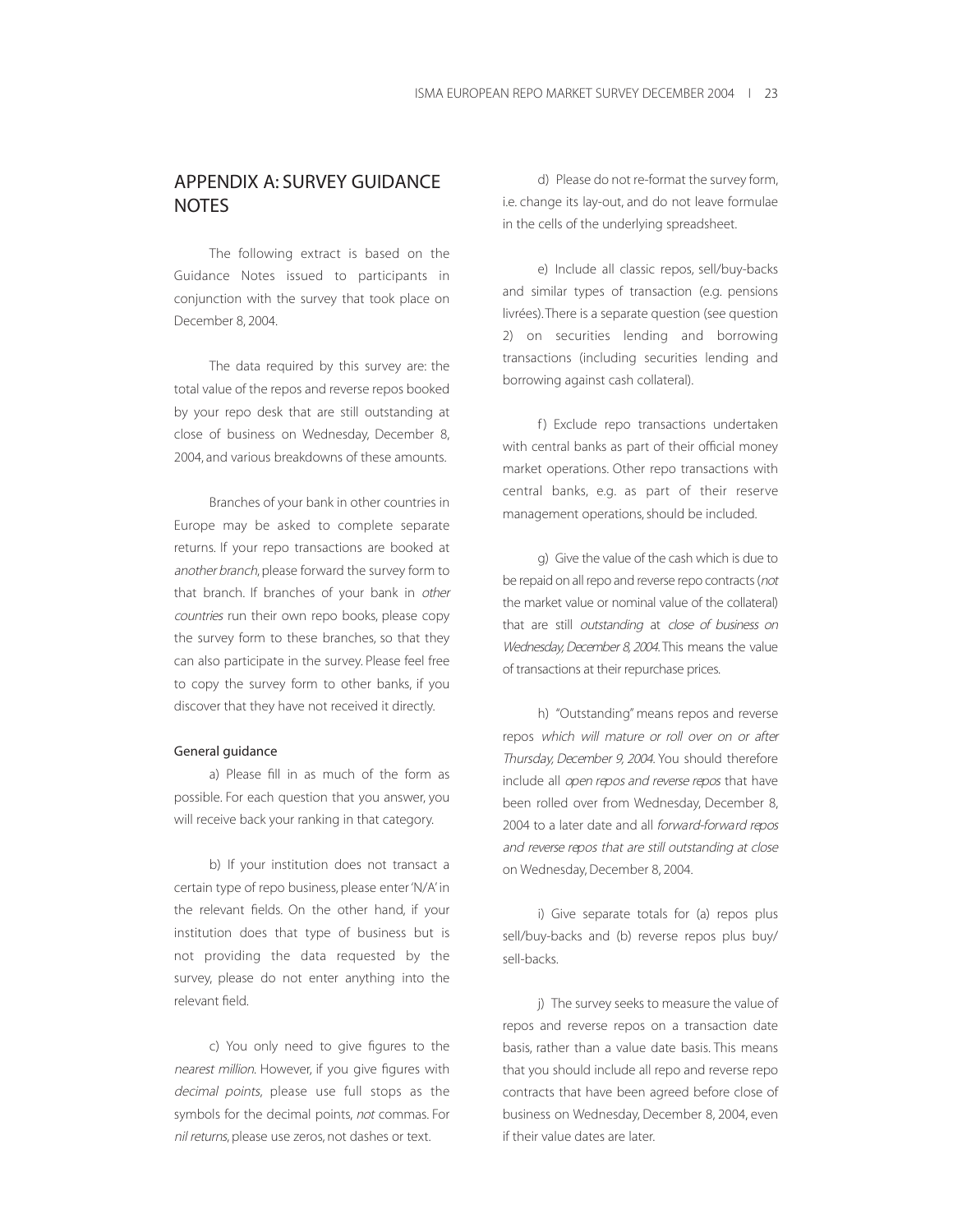## APPENDIX A: SURVEY GUIDANCE NOTES

The following extract is based on the Guidance Notes issued to participants in conjunction with the survey that took place on December 8, 2004.

The data required by this survey are: the total value of the repos and reverse repos booked by your repo desk that are still outstanding at close of business on Wednesday, December 8, 2004, and various breakdowns of these amounts.

Branches of your bank in other countries in Europe may be asked to complete separate returns. If your repo transactions are booked at *another branch*, please forward the survey form to that branch. If branches of your bank in *other countries* run their own repo books, please copy the survey form to these branches, so that they can also participate in the survey. Please feel free to copy the survey form to other banks, if you discover that they have not received it directly.

### General guidance

a) Please fill in as much of the form as possible. For each question that you answer, you will receive back your ranking in that category.

b) If your institution does not transact a certain type of repo business, please enter 'N/A' in the relevant fields. On the other hand, if your institution does that type of business but is not providing the data requested by the survey, please do not enter anything into the relevant field.

c) You only need to give figures to the *nearest million*. However, if you give figures with *decimal points*, please use full stops as the symbols for the decimal points, *not* commas. For *nil returns*, please use zeros, not dashes or text.

d) Please do not re-format the survey form, i.e. change its lay-out, and do not leave formulae in the cells of the underlying spreadsheet.

e) Include all classic repos, sell/buy-backs and similar types of transaction (e.g. pensions livrées). There is a separate question (see question 2) on securities lending and borrowing transactions (including securities lending and borrowing against cash collateral).

f) Exclude repo transactions undertaken with central banks as part of their official money market operations. Other repo transactions with central banks, e.g. as part of their reserve management operations, should be included.

g) Give the value of the cash which is due to be repaid on all repo and reverse repo contracts (*not* the market value or nominal value of the collateral) that are still *outstanding* at *close of business on Wednesday, December 8, 2004*. This means the value of transactions at their repurchase prices.

h) "Outstanding" means repos and reverse repos *which will mature or roll over on or after Thursday, December 9, 2004*. You should therefore include all *open repos and reverse repos* that have been rolled over from Wednesday, December 8, 2004 to a later date and all *forward-forward repos and reverse repos that are still outstanding at close* on Wednesday, December 8, 2004.

i) Give separate totals for (a) repos plus sell/buy-backs and (b) reverse repos plus buy/sell-backs.

j) The survey seeks to measure the value of repos and reverse repos on a transaction date basis, rather than a value date basis. This means that you should include all repo and reverse repo contracts that have been agreed before close of business on Wednesday, December 8, 2004, even if their value dates are later.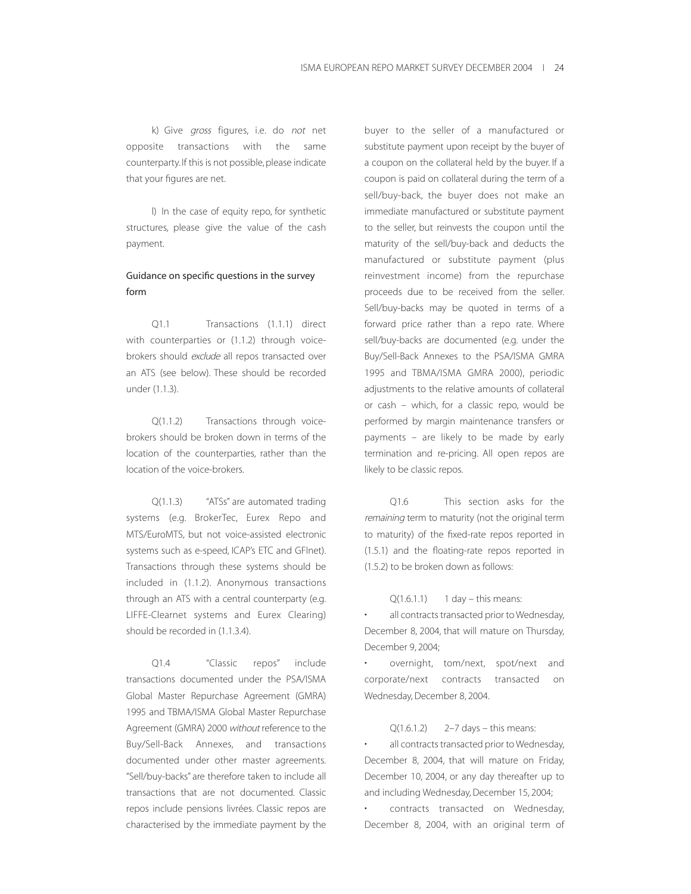k) Give *gross* figures, i.e. do *not* net opposite transactions with the same counterparty. If this is not possible, please indicate that your figures are net.

l) In the case of equity repo, for synthetic structures, please give the value of the cash payment.

## Guidance on specific questions in the survey form

Q1.1 Transactions (1.1.1) direct with counterparties or (1.1.2) through voice-brokers should *exclude* all repos transacted over an ATS (see below). These should be recorded under (1.1.3).

Q(1.1.2) Transactions through voice-brokers should be broken down in terms of the location of the counterparties, rather than the location of the voice-brokers.

Q(1.1.3) "ATSs" are automated trading systems (e.g. BrokerTec, Eurex Repo and MTS/EuroMTS, but not voice-assisted electronic systems such as e-speed, ICAP's ETC and GFInet). Transactions through these systems should be included in (1.1.2). Anonymous transactions through an ATS with a central counterparty (e.g. LIFFE-Clearnet systems and Eurex Clearing) should be recorded in (1.1.3.4).

Q1.4 "Classic repos" include transactions documented under the PSA/ISMA Global Master Repurchase Agreement (GMRA) 1995 and TBMA/ISMA Global Master Repurchase Agreement (GMRA) 2000 *without* reference to the Buy/Sell-Back Annexes, and transactions documented under other master agreements. "Sell/buy-backs" are therefore taken to include all transactions that are not documented. Classic repos include pensions livrées. Classic repos are characterised by the immediate payment by the buyer to the seller of a manufactured or substitute payment upon receipt by the buyer of a coupon on the collateral held by the buyer. If a coupon is paid on collateral during the term of a sell/buy-back, the buyer does not make an immediate manufactured or substitute payment to the seller, but reinvests the coupon until the maturity of the sell/buy-back and deducts the manufactured or substitute payment (plus reinvestment income) from the repurchase proceeds due to be received from the seller. Sell/buy-backs may be quoted in terms of a forward price rather than a repo rate. Where sell/buy-backs are documented (e.g. under the Buy/Sell-Back Annexes to the PSA/ISMA GMRA 1995 and TBMA/ISMA GMRA 2000), periodic adjustments to the relative amounts of collateral or cash – which, for a classic repo, would be performed by margin maintenance transfers or payments – are likely to be made by early termination and re-pricing. All open repos are likely to be classic repos.

Q1.6 This section asks for the *remaining* term to maturity (not the original term to maturity) of the fixed-rate repos reported in (1.5.1) and the floating-rate repos reported in (1.5.2) to be broken down as follows:

Q(1.6.1.1) 1 day – this means:

- all contracts transacted prior to Wednesday, December 8, 2004, that will mature on Thursday, December 9, 2004;
- overnight, tom/next, spot/next and corporate/next contracts transacted on Wednesday, December 8, 2004.

Q(1.6.1.2) 2–7 days – this means:

- all contracts transacted prior to Wednesday, December 8, 2004, that will mature on Friday, December 10, 2004, or any day thereafter up to and including Wednesday, December 15, 2004;
- contracts transacted on Wednesday, December 8, 2004, with an original term of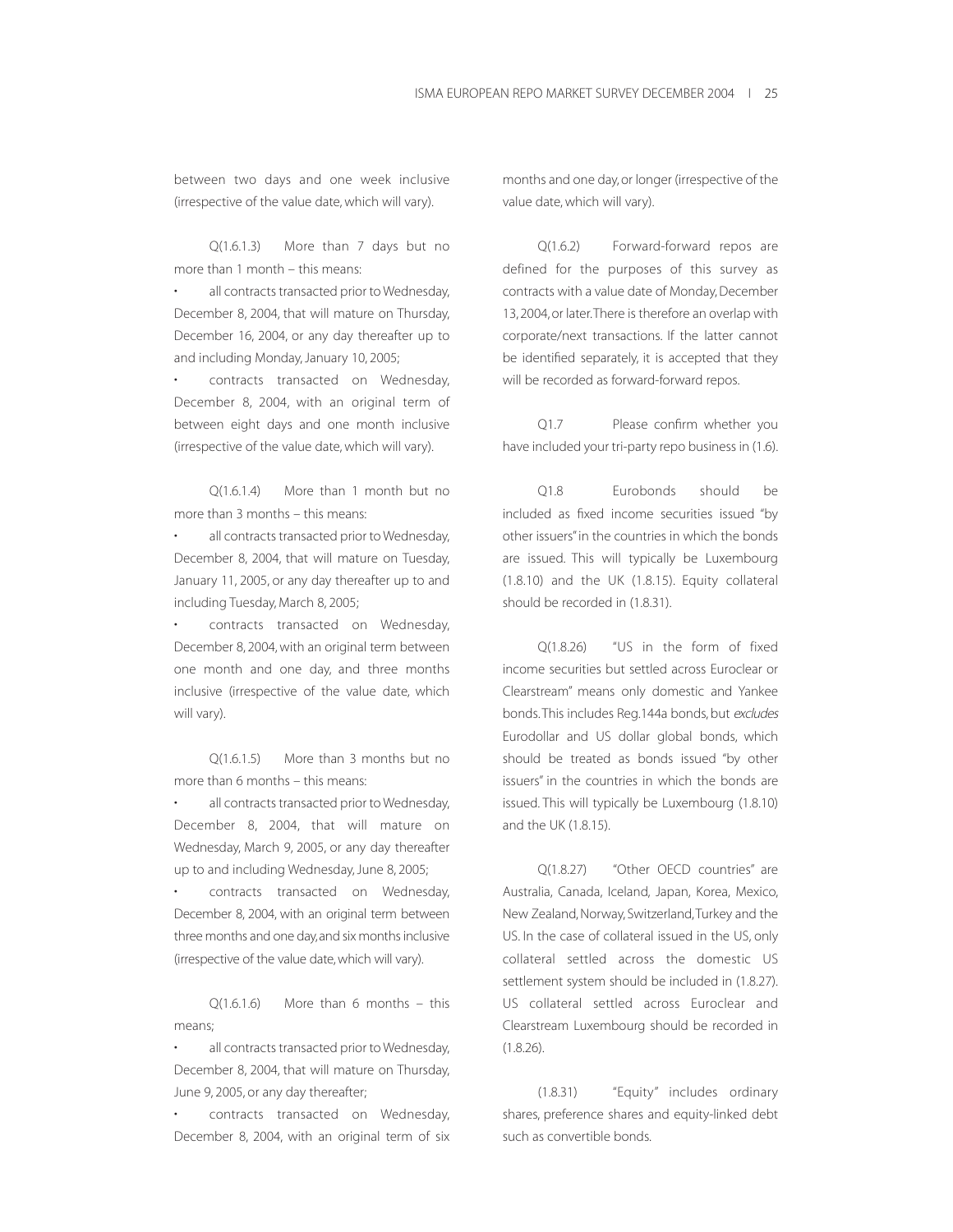between two days and one week inclusive (irrespective of the value date, which will vary).

Q(1.6.1.3) More than 7 days but no more than 1 month – this means:

- all contracts transacted prior to Wednesday, December 8, 2004, that will mature on Thursday, December 16, 2004, or any day thereafter up to and including Monday, January 10, 2005;
- contracts transacted on Wednesday, December 8, 2004, with an original term of between eight days and one month inclusive (irrespective of the value date, which will vary).

Q(1.6.1.4) More than 1 month but no more than 3 months – this means:

- all contracts transacted prior to Wednesday, December 8, 2004, that will mature on Tuesday, January 11, 2005, or any day thereafter up to and including Tuesday, March 8, 2005;
- contracts transacted on Wednesday, December 8, 2004, with an original term between one month and one day, and three months inclusive (irrespective of the value date, which will vary).

Q(1.6.1.5) More than 3 months but no more than 6 months – this means:

- all contracts transacted prior to Wednesday, December 8, 2004, that will mature on Wednesday, March 9, 2005, or any day thereafter up to and including Wednesday, June 8, 2005;
- contracts transacted on Wednesday, December 8, 2004, with an original term between three months and one day, and six months inclusive (irrespective of the value date, which will vary).

Q(1.6.1.6) More than 6 months – this means;

- all contracts transacted prior to Wednesday, December 8, 2004, that will mature on Thursday, June 9, 2005, or any day thereafter;
- contracts transacted on Wednesday, December 8, 2004, with an original term of six months and one day, or longer (irrespective of the value date, which will vary).

Q(1.6.2) Forward-forward repos are defined for the purposes of this survey as contracts with a value date of Monday, December 13, 2004, or later. There is therefore an overlap with corporate/next transactions. If the latter cannot be identified separately, it is accepted that they will be recorded as forward-forward repos.

Q1.7 Please confirm whether you have included your tri-party repo business in (1.6).

Q1.8 Eurobonds should be included as fixed income securities issued "by other issuers" in the countries in which the bonds are issued. This will typically be Luxembourg (1.8.10) and the UK (1.8.15). Equity collateral should be recorded in (1.8.31).

Q(1.8.26) "US in the form of fixed income securities but settled across Euroclear or Clearstream" means only domestic and Yankee bonds. This includes Reg.144a bonds, but *excludes* Eurodollar and US dollar global bonds, which should be treated as bonds issued "by other issuers" in the countries in which the bonds are issued. This will typically be Luxembourg (1.8.10) and the UK (1.8.15).

Q(1.8.27) "Other OECD countries" are Australia, Canada, Iceland, Japan, Korea, Mexico, New Zealand, Norway, Switzerland, Turkey and the US. In the case of collateral issued in the US, only collateral settled across the domestic US settlement system should be included in (1.8.27). US collateral settled across Euroclear and Clearstream Luxembourg should be recorded in (1.8.26).

(1.8.31) "Equity" includes ordinary shares, preference shares and equity-linked debt such as convertible bonds.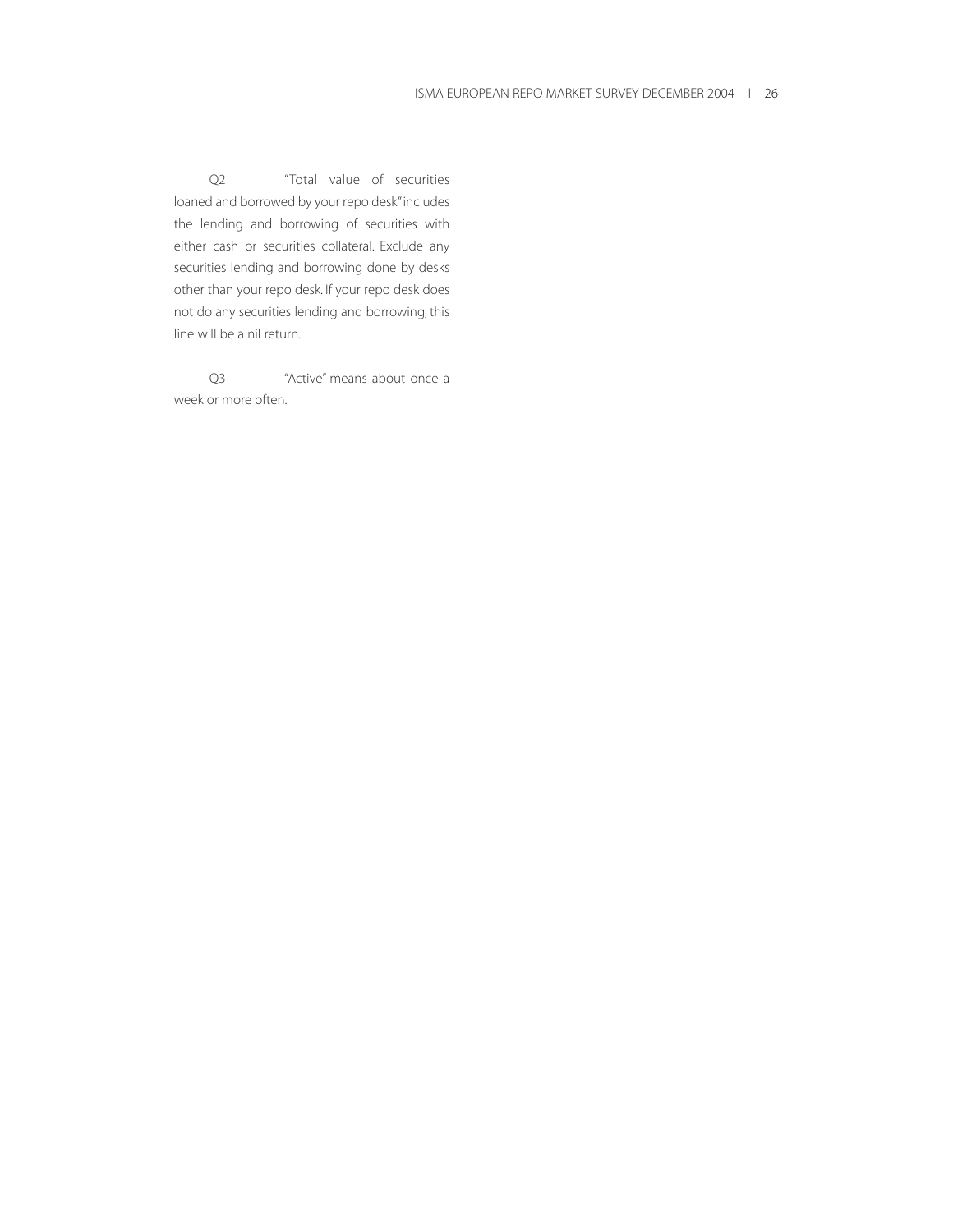Q2 "Total value of securities loaned and borrowed by your repo desk" includes the lending and borrowing of securities with either cash or securities collateral. Exclude any securities lending and borrowing done by desks other than your repo desk. If your repo desk does not do any securities lending and borrowing, this line will be a nil return.

Q3 "Active" means about once a week or more often.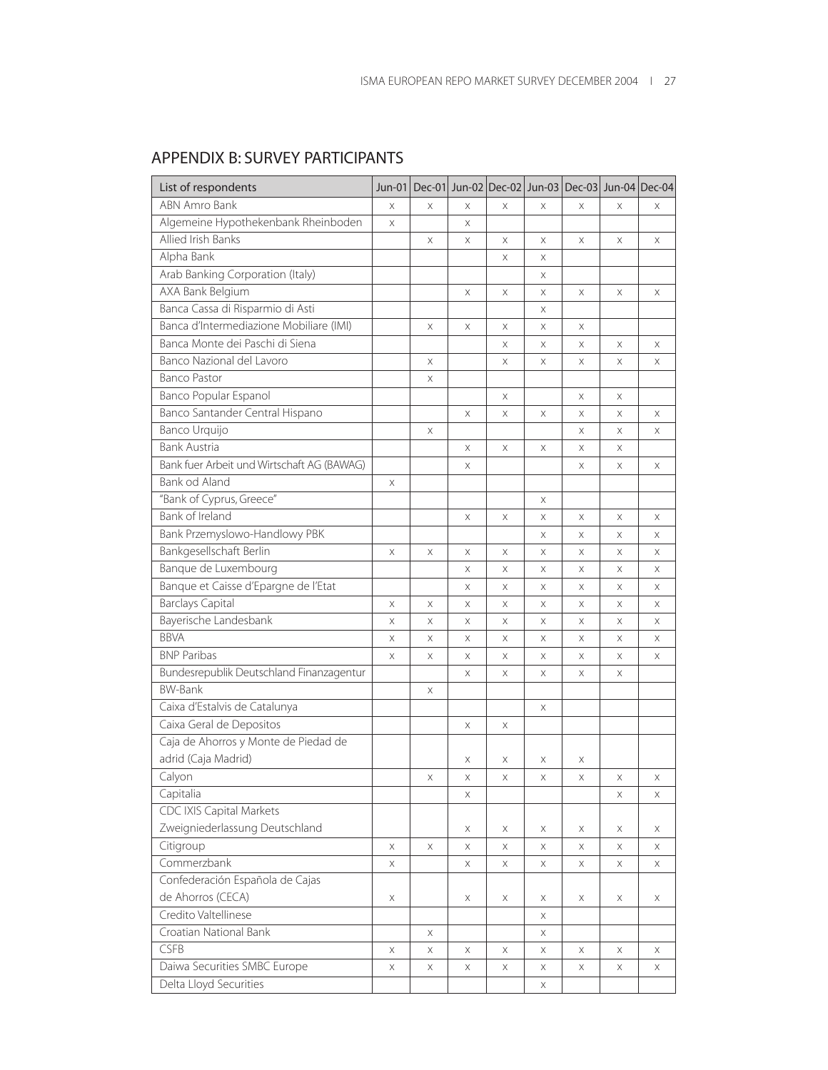## APPENDIX B: SURVEY PARTICIPANTS

| List of respondents | Jun-01 | Dec-01 | Jun-02 | Dec-02 | Jun-03 | Dec-03 | Jun-04 | Dec-04 |
|---|---|---|---|---|---|---|---|---|
| ABN Amro Bank | x | x | x | x | x | x | x | x |
| Algemeine Hypothekenbank Rheinboden | x | | x | | | | | |
| Allied Irish Banks | | x | x | x | x | x | x | x |
| Alpha Bank | | | | x | x | | | |
| Arab Banking Corporation (Italy) | | | | | x | | | |
| AXA Bank Belgium | | | x | x | x | x | x | x |
| Banca Cassa di Risparmio di Asti | | | | | x | | | |
| Banca d'Intermediazione Mobiliare (IMI) | | x | x | x | x | x | | |
| Banca Monte dei Paschi di Siena | | | | x | x | x | x | x |
| Banco Nazional del Lavoro | | x | | x | x | x | x | x |
| Banco Pastor | | x | | | | | | |
| Banco Popular Espanol | | | | x | | x | x | |
| Banco Santander Central Hispano | | | x | x | x | x | x | x |
| Banco Urquijo | | x | | | | x | x | x |
| Bank Austria | | | x | x | x | x | x | |
| Bank fuer Arbeit und Wirtschaft AG (BAWAG) | | | x | | | x | x | x |
| Bank od Aland | x | | | | | | | |
| "Bank of Cyprus, Greece" | | | | | x | | | |
| Bank of Ireland | | | x | x | x | x | x | x |
| Bank Przemyslowo-Handlowy PBK | | | | | x | x | x | x |
| Bankgesellschaft Berlin | x | x | x | x | x | x | x | x |
| Banque de Luxembourg | | | x | x | x | x | x | x |
| Banque et Caisse d'Epargne de l'Etat | | | x | x | x | x | x | x |
| Barclays Capital | x | x | x | x | x | x | x | x |
| Bayerische Landesbank | x | x | x | x | x | x | x | x |
| BBVA | x | x | x | x | x | x | x | x |
| BNP Paribas | x | x | x | x | x | x | x | x |
| Bundesrepublik Deutschland Finanzagentur | | | x | x | x | x | x | |
| BW-Bank | | x | | | | | | |
| Caixa d'Estalvis de Catalunya | | | | | x | | | |
| Caixa Geral de Depositos | | | x | x | | | | |
| Caja de Ahorros y Monte de Piedad de adrid (Caja Madrid) | | | x | x | x | x | | |
| Calyon | | x | x | x | x | x | x | x |
| Capitalia | | | x | | | | x | x |
| CDC IXIS Capital Markets Zweigniederlassung Deutschland | | | x | x | x | x | x | x |
| Citigroup | x | x | x | x | x | x | x | x |
| Commerzbank | x | | x | x | x | x | x | x |
| Confederación Española de Cajas de Ahorros (CECA) | x | | x | x | x | x | x | x |
| Credito Valtellinese | | | | | x | | | |
| Croatian National Bank | | x | | | x | | | |
| CSFB | x | x | x | x | x | x | x | x |
| Daiwa Securities SMBC Europe | x | x | x | x | x | x | x | x |
| Delta Lloyd Securities | | | | | x | | | |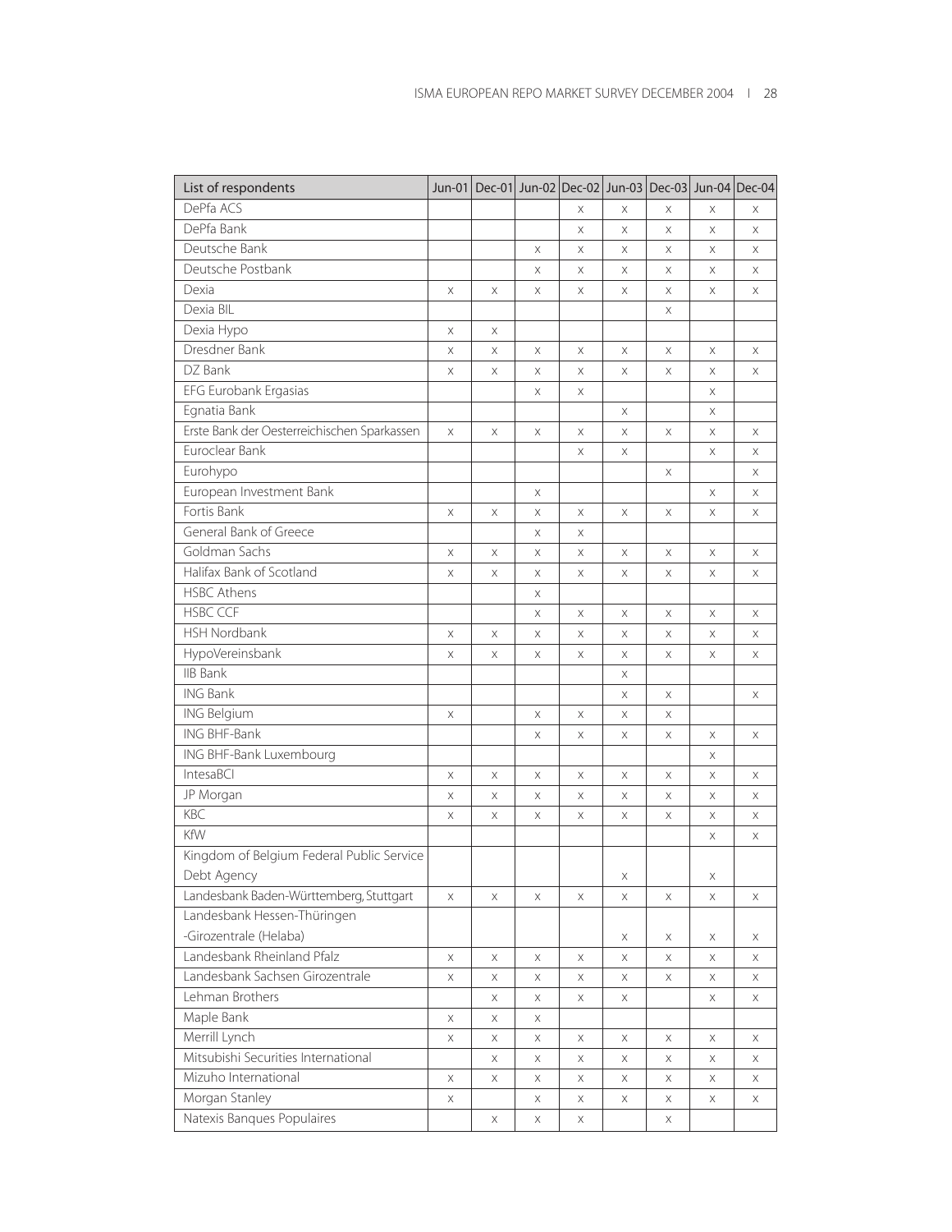| List of respondents | Jun-01 | Dec-01 | Jun-02 | Dec-02 | Jun-03 | Dec-03 | Jun-04 | Dec-04 |
|---|---|---|---|---|---|---|---|---|
| DePfa ACS | | | | x | x | x | x | x |
| DePfa Bank | | | | x | x | x | x | x |
| Deutsche Bank | | | x | x | x | x | x | x |
| Deutsche Postbank | | | x | x | x | x | x | x |
| Dexia | x | x | x | x | x | x | x | x |
| Dexia BIL | | | | | | x | | |
| Dexia Hypo | x | x | | | | | | |
| Dresdner Bank | x | x | x | x | x | x | x | x |
| DZ Bank | x | x | x | x | x | x | x | x |
| EFG Eurobank Ergasias | | | x | x | | | x | |
| Egnatia Bank | | | | | x | | x | |
| Erste Bank der Oesterreichischen Sparkassen | x | x | x | x | x | x | x | x |
| Euroclear Bank | | | | x | x | | x | x |
| Eurohypo | | | | | | x | | x |
| European Investment Bank | | | x | | | | x | x |
| Fortis Bank | x | x | x | x | x | x | x | x |
| General Bank of Greece | | | x | x | | | | |
| Goldman Sachs | x | x | x | x | x | x | x | x |
| Halifax Bank of Scotland | x | x | x | x | x | x | x | x |
| HSBC Athens | | | x | | | | | |
| HSBC CCF | | | x | x | x | x | x | x |
| HSH Nordbank | x | x | x | x | x | x | x | x |
| HypoVereinsbank | x | x | x | x | x | x | x | x |
| IIB Bank | | | | | x | | | |
| ING Bank | | | | | x | x | | x |
| ING Belgium | x | | x | x | x | x | | |
| ING BHF-Bank | | | x | x | x | x | x | x |
| ING BHF-Bank Luxembourg | | | | | | | x | |
| IntesaBCI | x | x | x | x | x | x | x | x |
| JP Morgan | x | x | x | x | x | x | x | x |
| KBC | x | x | x | x | x | x | x | x |
| KfW | | | | | | | x | x |
| Kingdom of Belgium Federal Public Service Debt Agency | | | | | x | | x | |
| Landesbank Baden-Württemberg, Stuttgart | x | x | x | x | x | x | x | x |
| Landesbank Hessen-Thüringen -Girozentrale (Helaba) | | | | | x | x | x | x |
| Landesbank Rheinland Pfalz | x | x | x | x | x | x | x | x |
| Landesbank Sachsen Girozentrale | x | x | x | x | x | x | x | x |
| Lehman Brothers | | x | x | x | x | | x | x |
| Maple Bank | x | x | x | | | | | |
| Merrill Lynch | x | x | x | x | x | x | x | x |
| Mitsubishi Securities International | | x | x | x | x | x | x | x |
| Mizuho International | x | x | x | x | x | x | x | x |
| Morgan Stanley | x | | x | x | x | x | x | x |
| Natexis Banques Populaires | | x | x | x | | x | | |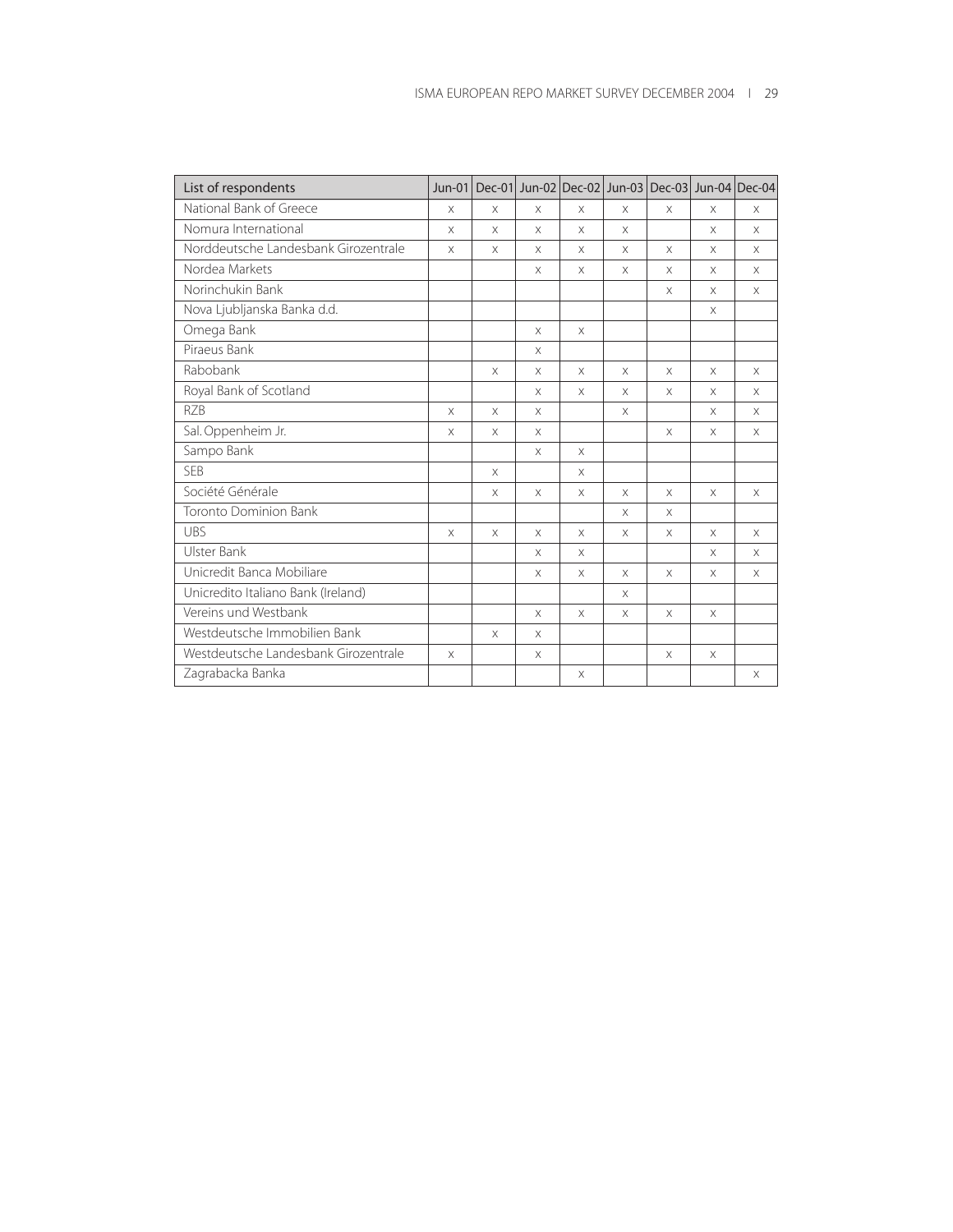| List of respondents | Jun-01 | Dec-01 | Jun-02 | Dec-02 | Jun-03 | Dec-03 | Jun-04 | Dec-04 |
|---|---|---|---|---|---|---|---|---|
| National Bank of Greece | x | x | x | x | x | x | x | x |
| Nomura International | x | x | x | x | x | | x | x |
| Norddeutsche Landesbank Girozentrale | x | x | x | x | x | x | x | x |
| Nordea Markets | | | x | x | x | x | x | x |
| Norinchukin Bank | | | | | | x | x | x |
| Nova Ljubljanska Banka d.d. | | | | | | | x | |
| Omega Bank | | | x | x | | | | |
| Piraeus Bank | | | x | | | | | |
| Rabobank | | x | x | x | x | x | x | x |
| Royal Bank of Scotland | | | x | x | x | x | x | x |
| RZB | x | x | x | | x | | x | x |
| Sal. Oppenheim Jr. | x | x | x | | | x | x | x |
| Sampo Bank | | | x | x | | | | |
| SEB | | x | | x | | | | |
| Société Générale | | x | x | x | x | x | x | x |
| Toronto Dominion Bank | | | | | x | x | | |
| UBS | x | x | x | x | x | x | x | x |
| Ulster Bank | | | x | x | | | x | x |
| Unicredit Banca Mobiliare | | | x | x | x | x | x | x |
| Unicredito Italiano Bank (Ireland) | | | | | x | | | |
| Vereins und Westbank | | | x | x | x | x | x | |
| Westdeutsche Immobilien Bank | | x | x | | | | | |
| Westdeutsche Landesbank Girozentrale | x | | x | | | x | x | |
| Zagrabacka Banka | | | | x | | | | x |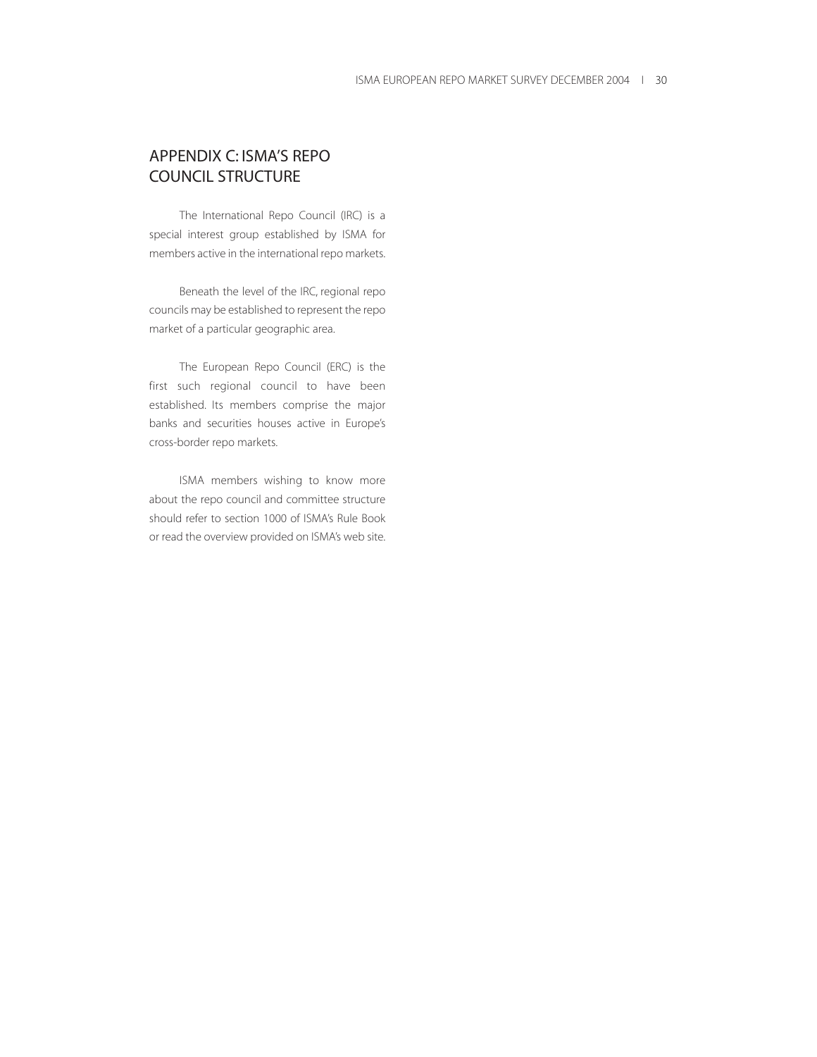## APPENDIX C: ISMA'S REPO COUNCIL STRUCTURE

The International Repo Council (IRC) is a special interest group established by ISMA for members active in the international repo markets.

Beneath the level of the IRC, regional repo councils may be established to represent the repo market of a particular geographic area.

The European Repo Council (ERC) is the first such regional council to have been established. Its members comprise the major banks and securities houses active in Europe's cross-border repo markets.

ISMA members wishing to know more about the repo council and committee structure should refer to section 1000 of ISMA's Rule Book or read the overview provided on ISMA's web site.